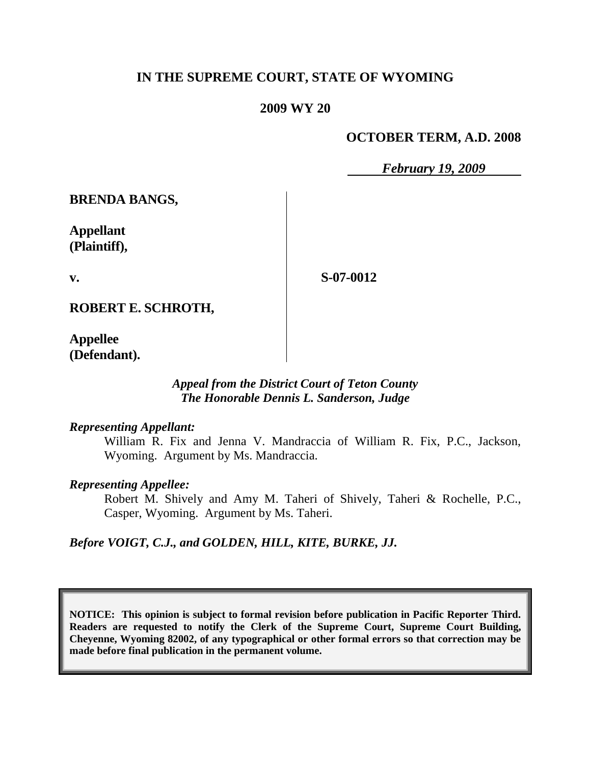# IN THE SUPREME COURT, STATE OF WYOMING

## 2009 WY 20

**OCTOBER TERM, A.D. 2008**

*February 19, 2009*

| | |
|---|---|
| **BRENDA BANGS,**<br><br>**Appellant (Plaintiff),**<br><br>**v.**<br><br>**ROBERT E. SCHROTH,**<br><br>**Appellee (Defendant).** | **S-07-0012** |

*Appeal from the District Court of Teton County*
*The Honorable Dennis L. Sanderson, Judge*

*Representing Appellant:*

William R. Fix and Jenna V. Mandraccia of William R. Fix, P.C., Jackson, Wyoming. Argument by Ms. Mandraccia.

*Representing Appellee:*

Robert M. Shively and Amy M. Taheri of Shively, Taheri & Rochelle, P.C., Casper, Wyoming. Argument by Ms. Taheri.

*Before VOIGT, C.J., and GOLDEN, HILL, KITE, BURKE, JJ.*

**NOTICE: This opinion is subject to formal revision before publication in Pacific Reporter Third. Readers are requested to notify the Clerk of the Supreme Court, Supreme Court Building, Cheyenne, Wyoming 82002, of any typographical or other formal errors so that correction may be made before final publication in the permanent volume.**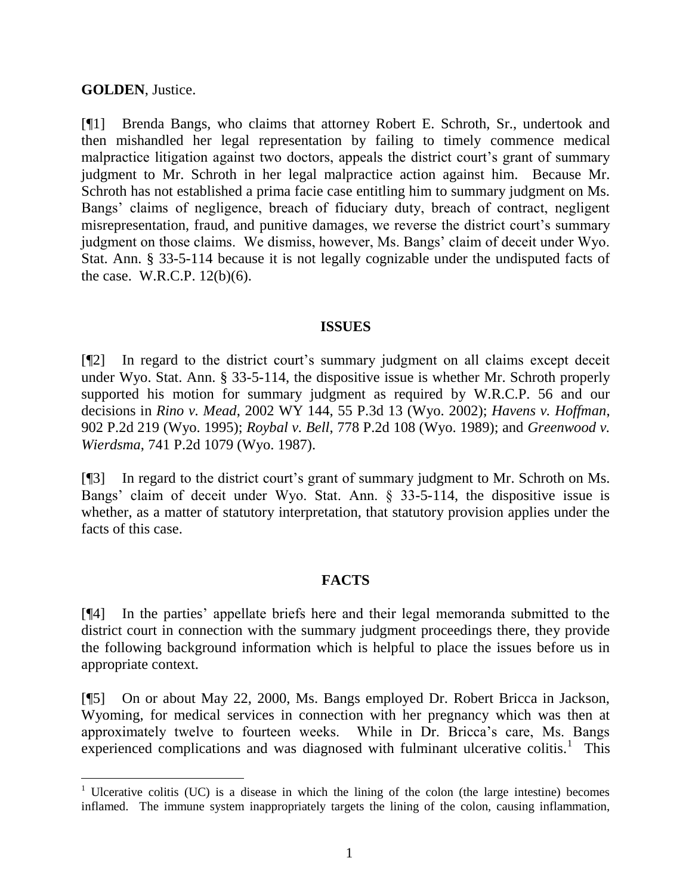**GOLDEN**, Justice.

[¶1] Brenda Bangs, who claims that attorney Robert E. Schroth, Sr., undertook and then mishandled her legal representation by failing to timely commence medical malpractice litigation against two doctors, appeals the district court's grant of summary judgment to Mr. Schroth in her legal malpractice action against him. Because Mr. Schroth has not established a prima facie case entitling him to summary judgment on Ms. Bangs' claims of negligence, breach of fiduciary duty, breach of contract, negligent misrepresentation, fraud, and punitive damages, we reverse the district court's summary judgment on those claims. We dismiss, however, Ms. Bangs' claim of deceit under Wyo. Stat. Ann. § 33-5-114 because it is not legally cognizable under the undisputed facts of the case. W.R.C.P. 12(b)(6).

## ISSUES

[¶2] In regard to the district court's summary judgment on all claims except deceit under Wyo. Stat. Ann. § 33-5-114, the dispositive issue is whether Mr. Schroth properly supported his motion for summary judgment as required by W.R.C.P. 56 and our decisions in *Rino v. Mead*, 2002 WY 144, 55 P.3d 13 (Wyo. 2002); *Havens v. Hoffman*, 902 P.2d 219 (Wyo. 1995); *Roybal v. Bell*, 778 P.2d 108 (Wyo. 1989); and *Greenwood v. Wierdsma*, 741 P.2d 1079 (Wyo. 1987).

[¶3] In regard to the district court's grant of summary judgment to Mr. Schroth on Ms. Bangs' claim of deceit under Wyo. Stat. Ann. § 33-5-114, the dispositive issue is whether, as a matter of statutory interpretation, that statutory provision applies under the facts of this case.

## FACTS

[¶4] In the parties' appellate briefs here and their legal memoranda submitted to the district court in connection with the summary judgment proceedings there, they provide the following background information which is helpful to place the issues before us in appropriate context.

[¶5] On or about May 22, 2000, Ms. Bangs employed Dr. Robert Bricca in Jackson, Wyoming, for medical services in connection with her pregnancy which was then at approximately twelve to fourteen weeks. While in Dr. Bricca's care, Ms. Bangs experienced complications and was diagnosed with fulminant ulcerative colitis.[1] This

[1] Ulcerative colitis (UC) is a disease in which the lining of the colon (the large intestine) becomes inflamed. The immune system inappropriately targets the lining of the colon, causing inflammation,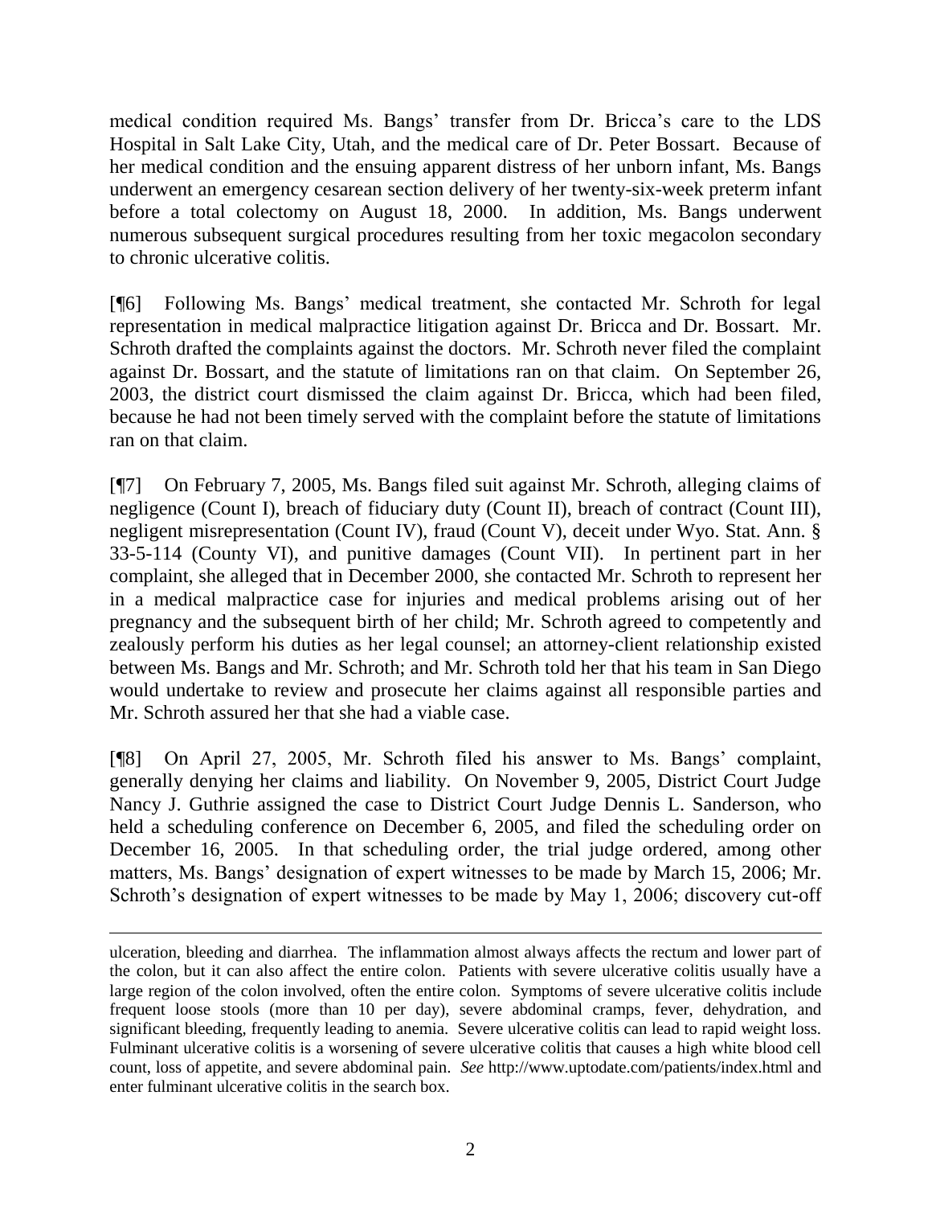medical condition required Ms. Bangs' transfer from Dr. Bricca's care to the LDS Hospital in Salt Lake City, Utah, and the medical care of Dr. Peter Bossart. Because of her medical condition and the ensuing apparent distress of her unborn infant, Ms. Bangs underwent an emergency cesarean section delivery of her twenty-six-week preterm infant before a total colectomy on August 18, 2000. In addition, Ms. Bangs underwent numerous subsequent surgical procedures resulting from her toxic megacolon secondary to chronic ulcerative colitis.

[¶6] Following Ms. Bangs' medical treatment, she contacted Mr. Schroth for legal representation in medical malpractice litigation against Dr. Bricca and Dr. Bossart. Mr. Schroth drafted the complaints against the doctors. Mr. Schroth never filed the complaint against Dr. Bossart, and the statute of limitations ran on that claim. On September 26, 2003, the district court dismissed the claim against Dr. Bricca, which had been filed, because he had not been timely served with the complaint before the statute of limitations ran on that claim.

[¶7] On February 7, 2005, Ms. Bangs filed suit against Mr. Schroth, alleging claims of negligence (Count I), breach of fiduciary duty (Count II), breach of contract (Count III), negligent misrepresentation (Count IV), fraud (Count V), deceit under Wyo. Stat. Ann. § 33-5-114 (County VI), and punitive damages (Count VII). In pertinent part in her complaint, she alleged that in December 2000, she contacted Mr. Schroth to represent her in a medical malpractice case for injuries and medical problems arising out of her pregnancy and the subsequent birth of her child; Mr. Schroth agreed to competently and zealously perform his duties as her legal counsel; an attorney-client relationship existed between Ms. Bangs and Mr. Schroth; and Mr. Schroth told her that his team in San Diego would undertake to review and prosecute her claims against all responsible parties and Mr. Schroth assured her that she had a viable case.

[¶8] On April 27, 2005, Mr. Schroth filed his answer to Ms. Bangs' complaint, generally denying her claims and liability. On November 9, 2005, District Court Judge Nancy J. Guthrie assigned the case to District Court Judge Dennis L. Sanderson, who held a scheduling conference on December 6, 2005, and filed the scheduling order on December 16, 2005. In that scheduling order, the trial judge ordered, among other matters, Ms. Bangs' designation of expert witnesses to be made by March 15, 2006; Mr. Schroth's designation of expert witnesses to be made by May 1, 2006; discovery cut-off

---

ulceration, bleeding and diarrhea. The inflammation almost always affects the rectum and lower part of the colon, but it can also affect the entire colon. Patients with severe ulcerative colitis usually have a large region of the colon involved, often the entire colon. Symptoms of severe ulcerative colitis include frequent loose stools (more than 10 per day), severe abdominal cramps, fever, dehydration, and significant bleeding, frequently leading to anemia. Severe ulcerative colitis can lead to rapid weight loss. Fulminant ulcerative colitis is a worsening of severe ulcerative colitis that causes a high white blood cell count, loss of appetite, and severe abdominal pain. *See* http://www.uptodate.com/patients/index.html and enter fulminant ulcerative colitis in the search box.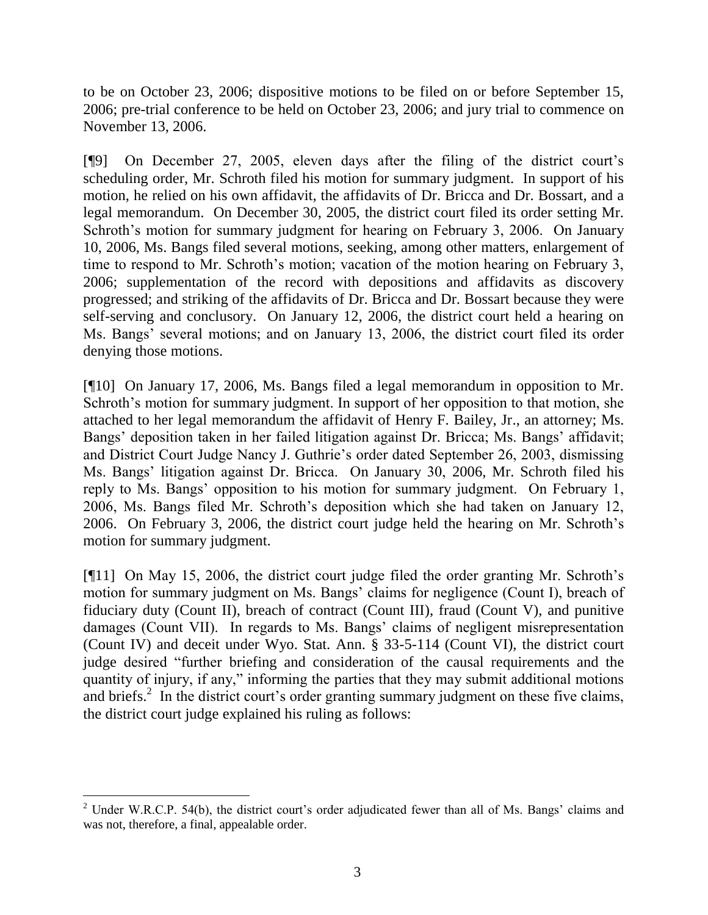to be on October 23, 2006; dispositive motions to be filed on or before September 15, 2006; pre-trial conference to be held on October 23, 2006; and jury trial to commence on November 13, 2006.

[¶9] On December 27, 2005, eleven days after the filing of the district court's scheduling order, Mr. Schroth filed his motion for summary judgment. In support of his motion, he relied on his own affidavit, the affidavits of Dr. Bricca and Dr. Bossart, and a legal memorandum. On December 30, 2005, the district court filed its order setting Mr. Schroth's motion for summary judgment for hearing on February 3, 2006. On January 10, 2006, Ms. Bangs filed several motions, seeking, among other matters, enlargement of time to respond to Mr. Schroth's motion; vacation of the motion hearing on February 3, 2006; supplementation of the record with depositions and affidavits as discovery progressed; and striking of the affidavits of Dr. Bricca and Dr. Bossart because they were self-serving and conclusory. On January 12, 2006, the district court held a hearing on Ms. Bangs' several motions; and on January 13, 2006, the district court filed its order denying those motions.

[¶10] On January 17, 2006, Ms. Bangs filed a legal memorandum in opposition to Mr. Schroth's motion for summary judgment. In support of her opposition to that motion, she attached to her legal memorandum the affidavit of Henry F. Bailey, Jr., an attorney; Ms. Bangs' deposition taken in her failed litigation against Dr. Bricca; Ms. Bangs' affidavit; and District Court Judge Nancy J. Guthrie's order dated September 26, 2003, dismissing Ms. Bangs' litigation against Dr. Bricca. On January 30, 2006, Mr. Schroth filed his reply to Ms. Bangs' opposition to his motion for summary judgment. On February 1, 2006, Ms. Bangs filed Mr. Schroth's deposition which she had taken on January 12, 2006. On February 3, 2006, the district court judge held the hearing on Mr. Schroth's motion for summary judgment.

[¶11] On May 15, 2006, the district court judge filed the order granting Mr. Schroth's motion for summary judgment on Ms. Bangs' claims for negligence (Count I), breach of fiduciary duty (Count II), breach of contract (Count III), fraud (Count V), and punitive damages (Count VII). In regards to Ms. Bangs' claims of negligent misrepresentation (Count IV) and deceit under Wyo. Stat. Ann. § 33-5-114 (Count VI), the district court judge desired "further briefing and consideration of the causal requirements and the quantity of injury, if any," informing the parties that they may submit additional motions and briefs.[2] In the district court's order granting summary judgment on these five claims, the district court judge explained his ruling as follows:

[2] Under W.R.C.P. 54(b), the district court's order adjudicated fewer than all of Ms. Bangs' claims and was not, therefore, a final, appealable order.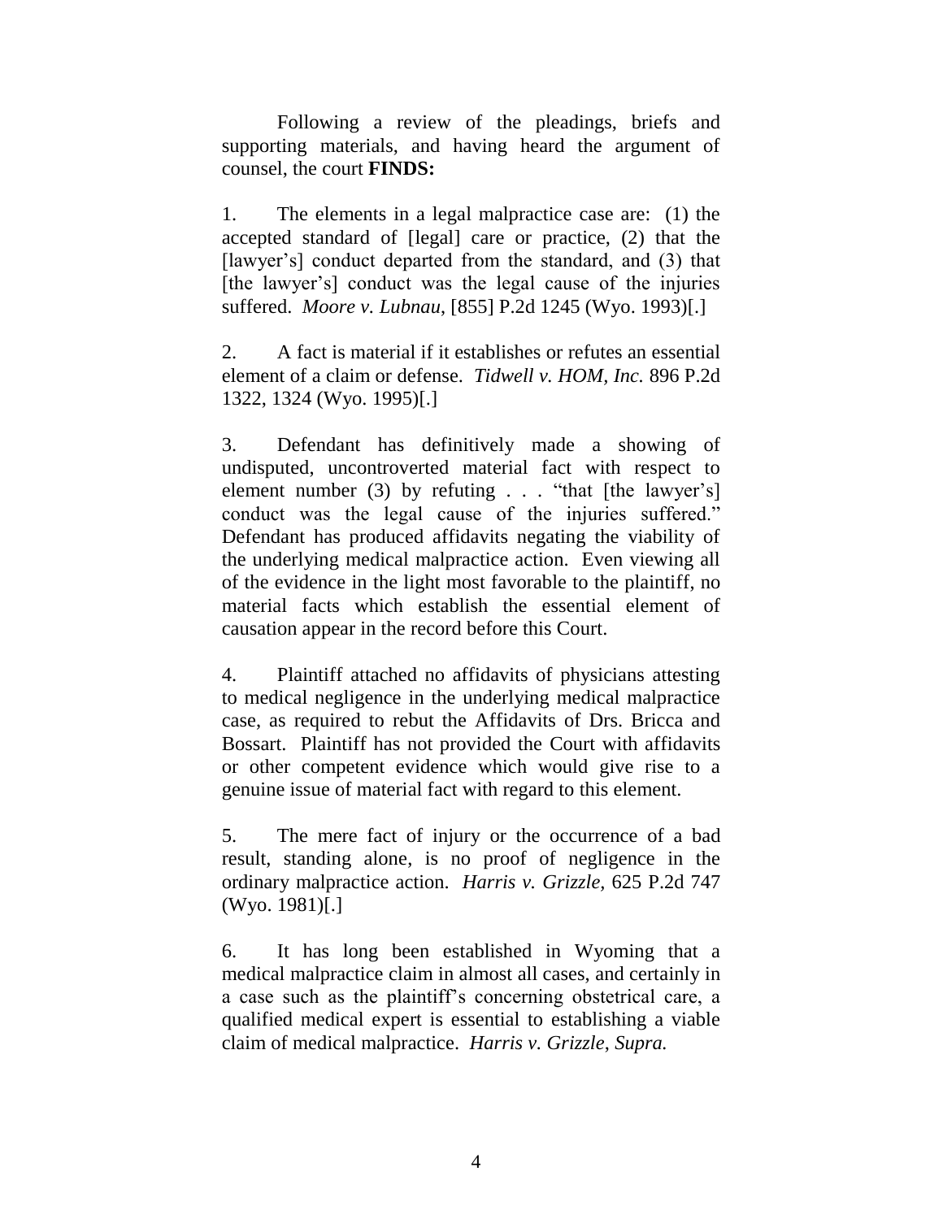Following a review of the pleadings, briefs and supporting materials, and having heard the argument of counsel, the court **FINDS:**

1. The elements in a legal malpractice case are: (1) the accepted standard of [legal] care or practice, (2) that the [lawyer's] conduct departed from the standard, and (3) that [the lawyer's] conduct was the legal cause of the injuries suffered. *Moore v. Lubnau*, [855] P.2d 1245 (Wyo. 1993)[.]

2. A fact is material if it establishes or refutes an essential element of a claim or defense. *Tidwell v. HOM, Inc.* 896 P.2d 1322, 1324 (Wyo. 1995)[.]

3. Defendant has definitively made a showing of undisputed, uncontroverted material fact with respect to element number (3) by refuting . . . "that [the lawyer's] conduct was the legal cause of the injuries suffered." Defendant has produced affidavits negating the viability of the underlying medical malpractice action. Even viewing all of the evidence in the light most favorable to the plaintiff, no material facts which establish the essential element of causation appear in the record before this Court.

4. Plaintiff attached no affidavits of physicians attesting to medical negligence in the underlying medical malpractice case, as required to rebut the Affidavits of Drs. Bricca and Bossart. Plaintiff has not provided the Court with affidavits or other competent evidence which would give rise to a genuine issue of material fact with regard to this element.

5. The mere fact of injury or the occurrence of a bad result, standing alone, is no proof of negligence in the ordinary malpractice action. *Harris v. Grizzle,* 625 P.2d 747 (Wyo. 1981)[.]

6. It has long been established in Wyoming that a medical malpractice claim in almost all cases, and certainly in a case such as the plaintiff's concerning obstetrical care, a qualified medical expert is essential to establishing a viable claim of medical malpractice. *Harris v. Grizzle*, *Supra.*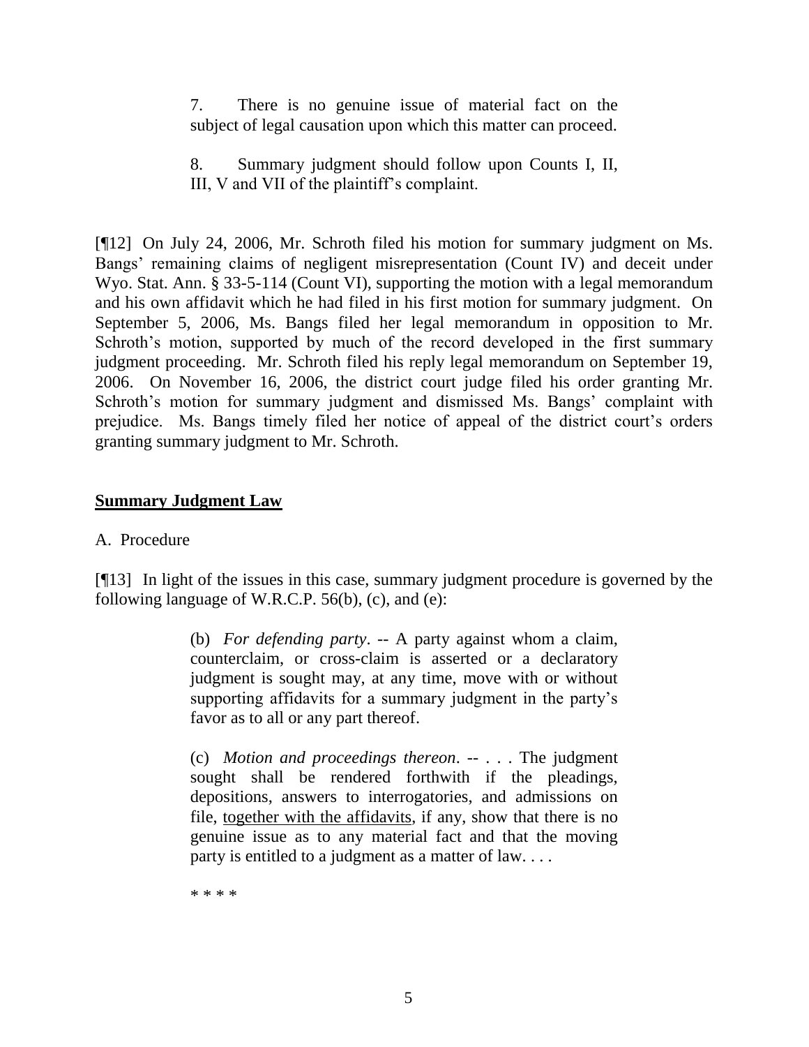> 7. There is no genuine issue of material fact on the subject of legal causation upon which this matter can proceed.
>
> 8. Summary judgment should follow upon Counts I, II, III, V and VII of the plaintiff's complaint.

[¶12] On July 24, 2006, Mr. Schroth filed his motion for summary judgment on Ms. Bangs' remaining claims of negligent misrepresentation (Count IV) and deceit under Wyo. Stat. Ann. § 33-5-114 (Count VI), supporting the motion with a legal memorandum and his own affidavit which he had filed in his first motion for summary judgment. On September 5, 2006, Ms. Bangs filed her legal memorandum in opposition to Mr. Schroth's motion, supported by much of the record developed in the first summary judgment proceeding. Mr. Schroth filed his reply legal memorandum on September 19, 2006. On November 16, 2006, the district court judge filed his order granting Mr. Schroth's motion for summary judgment and dismissed Ms. Bangs' complaint with prejudice. Ms. Bangs timely filed her notice of appeal of the district court's orders granting summary judgment to Mr. Schroth.

## <u>Summary Judgment Law</u>

A. Procedure

[¶13] In light of the issues in this case, summary judgment procedure is governed by the following language of W.R.C.P. 56(b), (c), and (e):

> (b) *For defending party*. -- A party against whom a claim, counterclaim, or cross-claim is asserted or a declaratory judgment is sought may, at any time, move with or without supporting affidavits for a summary judgment in the party's favor as to all or any part thereof.
>
> (c) *Motion and proceedings thereon*. -- . . . The judgment sought shall be rendered forthwith if the pleadings, depositions, answers to interrogatories, and admissions on file, <u>together with the affidavits</u>, if any, show that there is no genuine issue as to any material fact and that the moving party is entitled to a judgment as a matter of law. . . .
>
> * * * *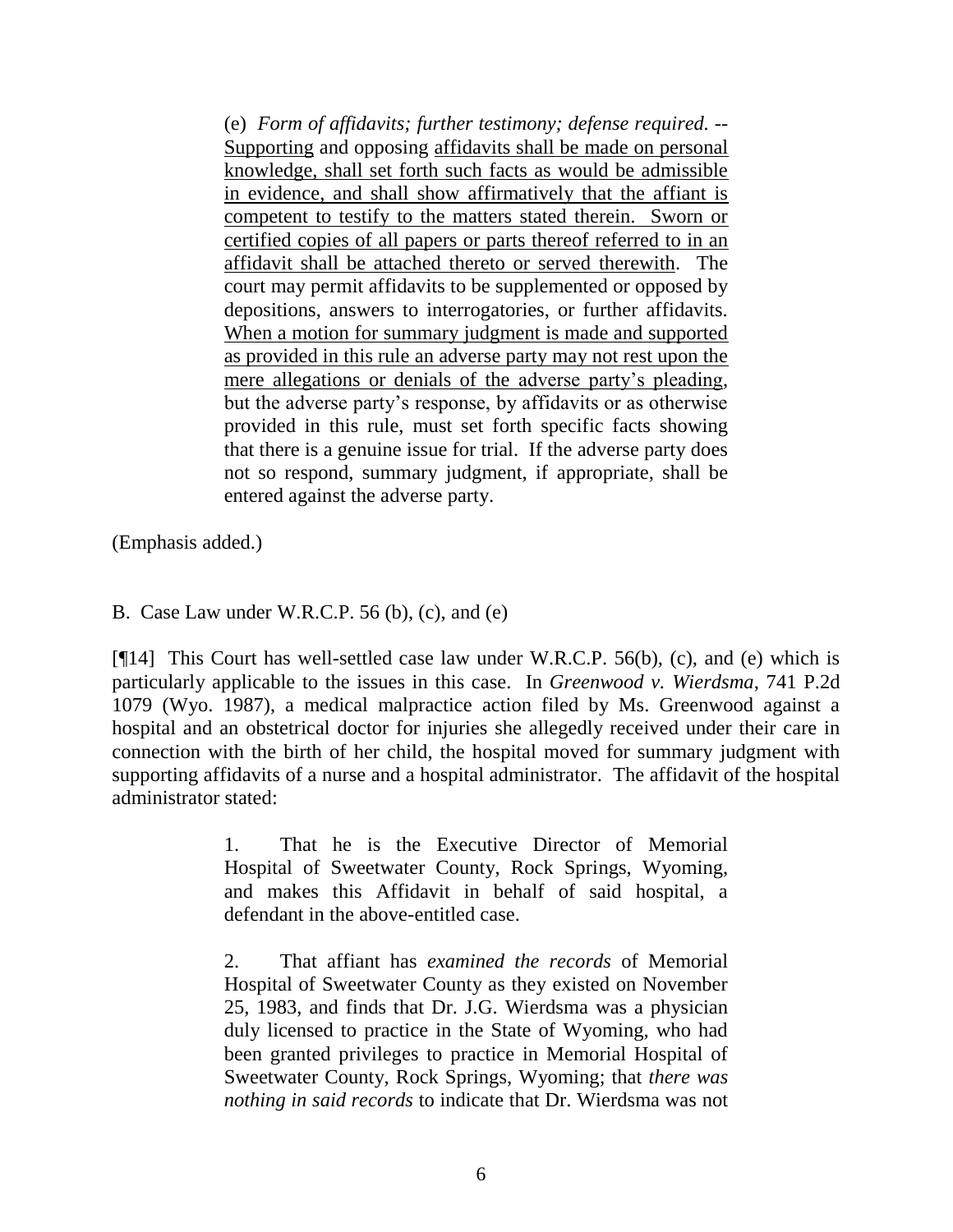> (e) *Form of affidavits; further testimony; defense required.* -- <u>Supporting</u> and opposing <u>affidavits shall be made on personal knowledge, shall set forth such facts as would be admissible in evidence, and shall show affirmatively that the affiant is competent to testify to the matters stated therein. Sworn or certified copies of all papers or parts thereof referred to in an affidavit shall be attached thereto or served therewith</u>. The court may permit affidavits to be supplemented or opposed by depositions, answers to interrogatories, or further affidavits. <u>When a motion for summary judgment is made and supported as provided in this rule an adverse party may not rest upon the mere allegations or denials of the adverse party's pleading</u>, but the adverse party's response, by affidavits or as otherwise provided in this rule, must set forth specific facts showing that there is a genuine issue for trial. If the adverse party does not so respond, summary judgment, if appropriate, shall be entered against the adverse party.

(Emphasis added.)

B. Case Law under W.R.C.P. 56 (b), (c), and (e)

[¶14] This Court has well-settled case law under W.R.C.P. 56(b), (c), and (e) which is particularly applicable to the issues in this case. In *Greenwood v. Wierdsma*, 741 P.2d 1079 (Wyo. 1987), a medical malpractice action filed by Ms. Greenwood against a hospital and an obstetrical doctor for injuries she allegedly received under their care in connection with the birth of her child, the hospital moved for summary judgment with supporting affidavits of a nurse and a hospital administrator. The affidavit of the hospital administrator stated:

> 1. That he is the Executive Director of Memorial Hospital of Sweetwater County, Rock Springs, Wyoming, and makes this Affidavit in behalf of said hospital, a defendant in the above-entitled case.
>
> 2. That affiant has *examined the records* of Memorial Hospital of Sweetwater County as they existed on November 25, 1983, and finds that Dr. J.G. Wierdsma was a physician duly licensed to practice in the State of Wyoming, who had been granted privileges to practice in Memorial Hospital of Sweetwater County, Rock Springs, Wyoming; that *there was nothing in said records* to indicate that Dr. Wierdsma was not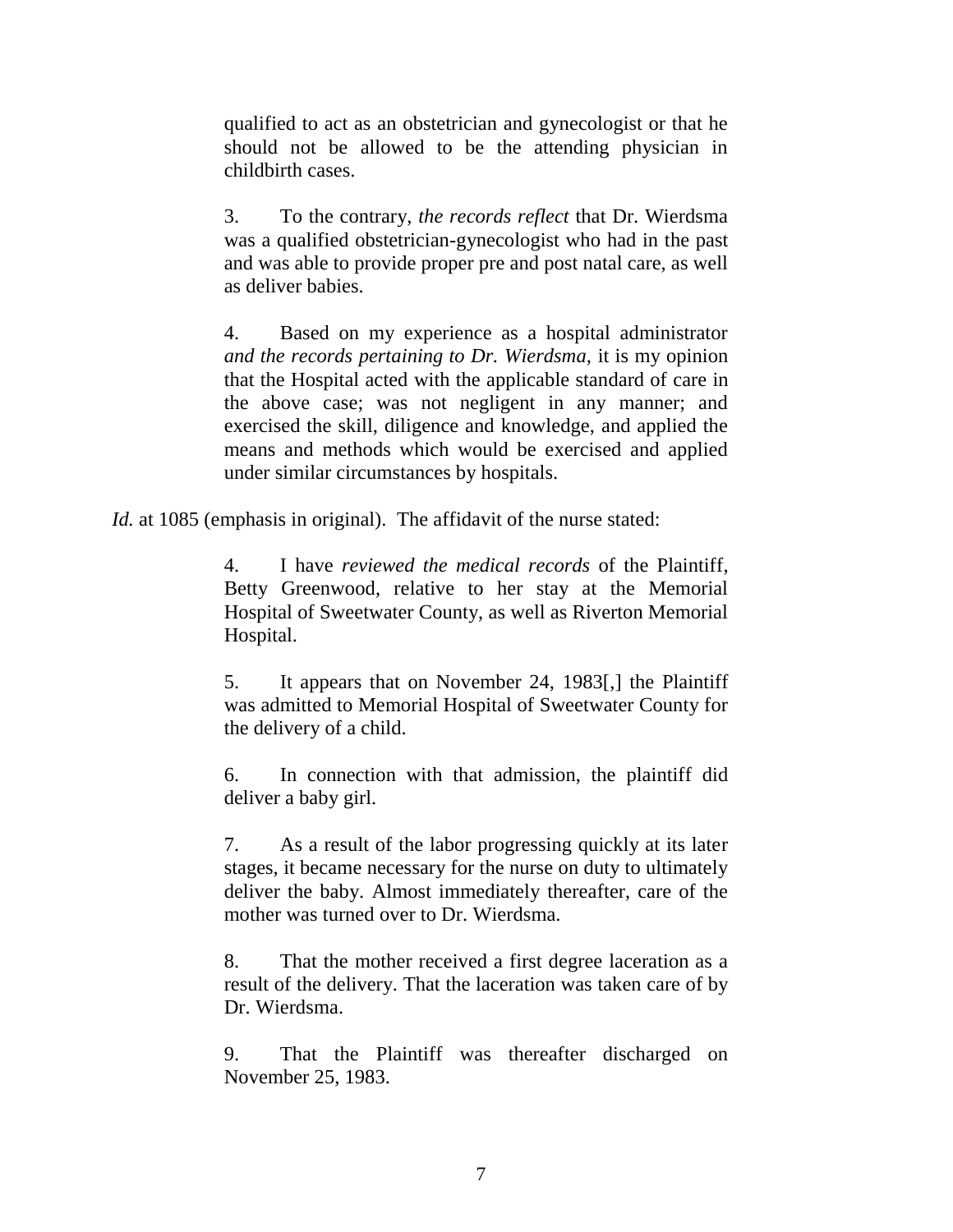> qualified to act as an obstetrician and gynecologist or that he should not be allowed to be the attending physician in childbirth cases.
>
> 3. To the contrary, *the records reflect* that Dr. Wierdsma was a qualified obstetrician-gynecologist who had in the past and was able to provide proper pre and post natal care, as well as deliver babies.
>
> 4. Based on my experience as a hospital administrator *and the records pertaining to Dr. Wierdsma,* it is my opinion that the Hospital acted with the applicable standard of care in the above case; was not negligent in any manner; and exercised the skill, diligence and knowledge, and applied the means and methods which would be exercised and applied under similar circumstances by hospitals.

*Id.* at 1085 (emphasis in original). The affidavit of the nurse stated:

> 4. I have *reviewed the medical records* of the Plaintiff, Betty Greenwood, relative to her stay at the Memorial Hospital of Sweetwater County, as well as Riverton Memorial Hospital.
>
> 5. It appears that on November 24, 1983[,] the Plaintiff was admitted to Memorial Hospital of Sweetwater County for the delivery of a child.
>
> 6. In connection with that admission, the plaintiff did deliver a baby girl.
>
> 7. As a result of the labor progressing quickly at its later stages, it became necessary for the nurse on duty to ultimately deliver the baby. Almost immediately thereafter, care of the mother was turned over to Dr. Wierdsma.
>
> 8. That the mother received a first degree laceration as a result of the delivery. That the laceration was taken care of by Dr. Wierdsma.
>
> 9. That the Plaintiff was thereafter discharged on November 25, 1983.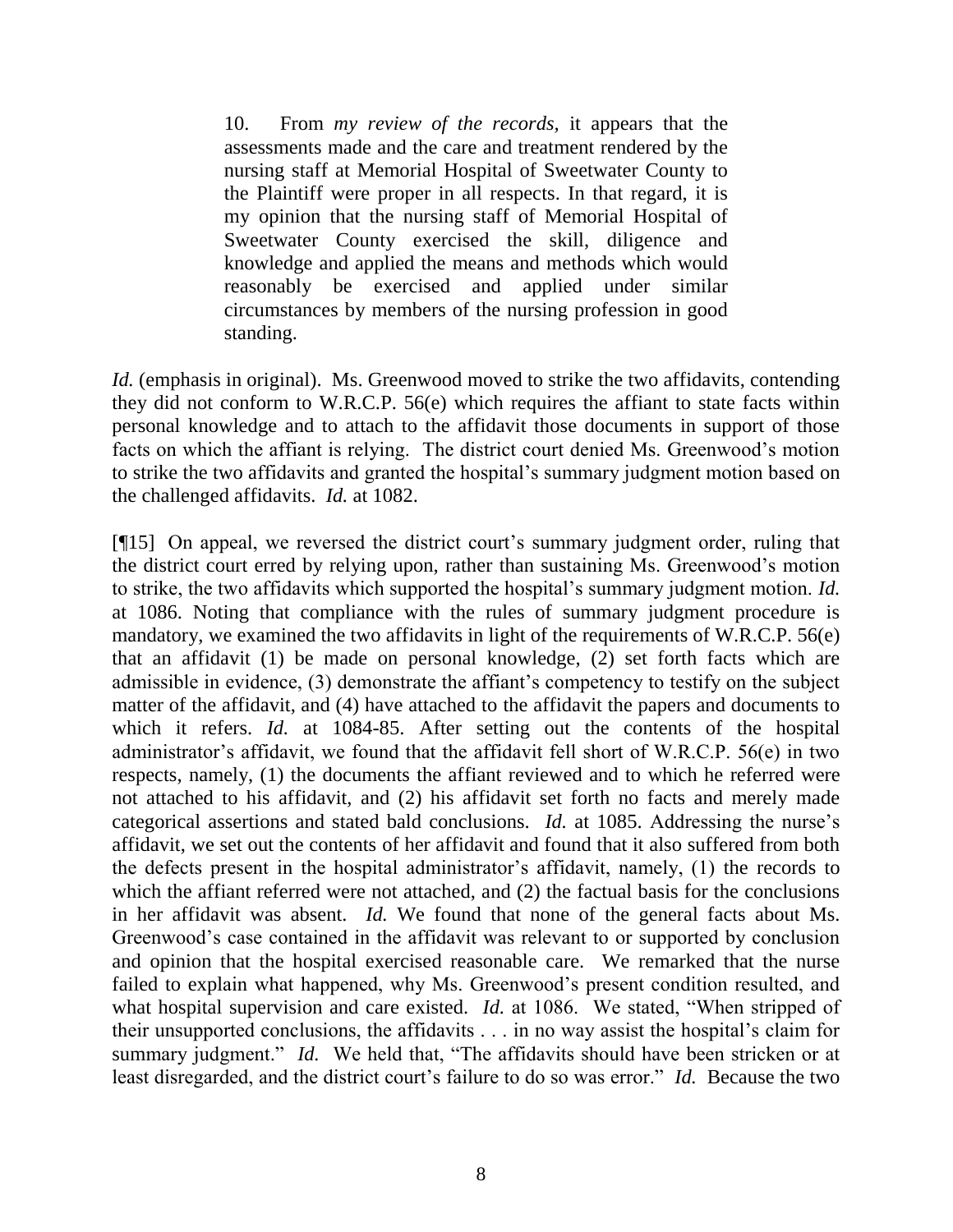> 10. From *my review of the records*, it appears that the assessments made and the care and treatment rendered by the nursing staff at Memorial Hospital of Sweetwater County to the Plaintiff were proper in all respects. In that regard, it is my opinion that the nursing staff of Memorial Hospital of Sweetwater County exercised the skill, diligence and knowledge and applied the means and methods which would reasonably be exercised and applied under similar circumstances by members of the nursing profession in good standing.

*Id.* (emphasis in original). Ms. Greenwood moved to strike the two affidavits, contending they did not conform to W.R.C.P. 56(e) which requires the affiant to state facts within personal knowledge and to attach to the affidavit those documents in support of those facts on which the affiant is relying. The district court denied Ms. Greenwood's motion to strike the two affidavits and granted the hospital's summary judgment motion based on the challenged affidavits. *Id.* at 1082.

[¶15] On appeal, we reversed the district court's summary judgment order, ruling that the district court erred by relying upon, rather than sustaining Ms. Greenwood's motion to strike, the two affidavits which supported the hospital's summary judgment motion. *Id.* at 1086. Noting that compliance with the rules of summary judgment procedure is mandatory, we examined the two affidavits in light of the requirements of W.R.C.P. 56(e) that an affidavit (1) be made on personal knowledge, (2) set forth facts which are admissible in evidence, (3) demonstrate the affiant's competency to testify on the subject matter of the affidavit, and (4) have attached to the affidavit the papers and documents to which it refers. *Id.* at 1084-85. After setting out the contents of the hospital administrator's affidavit, we found that the affidavit fell short of W.R.C.P. 56(e) in two respects, namely, (1) the documents the affiant reviewed and to which he referred were not attached to his affidavit, and (2) his affidavit set forth no facts and merely made categorical assertions and stated bald conclusions. *Id.* at 1085. Addressing the nurse's affidavit, we set out the contents of her affidavit and found that it also suffered from both the defects present in the hospital administrator's affidavit, namely, (1) the records to which the affiant referred were not attached, and (2) the factual basis for the conclusions in her affidavit was absent. *Id.* We found that none of the general facts about Ms. Greenwood's case contained in the affidavit was relevant to or supported by conclusion and opinion that the hospital exercised reasonable care. We remarked that the nurse failed to explain what happened, why Ms. Greenwood's present condition resulted, and what hospital supervision and care existed. *Id.* at 1086. We stated, "When stripped of their unsupported conclusions, the affidavits . . . in no way assist the hospital's claim for summary judgment." *Id.* We held that, "The affidavits should have been stricken or at least disregarded, and the district court's failure to do so was error." *Id.* Because the two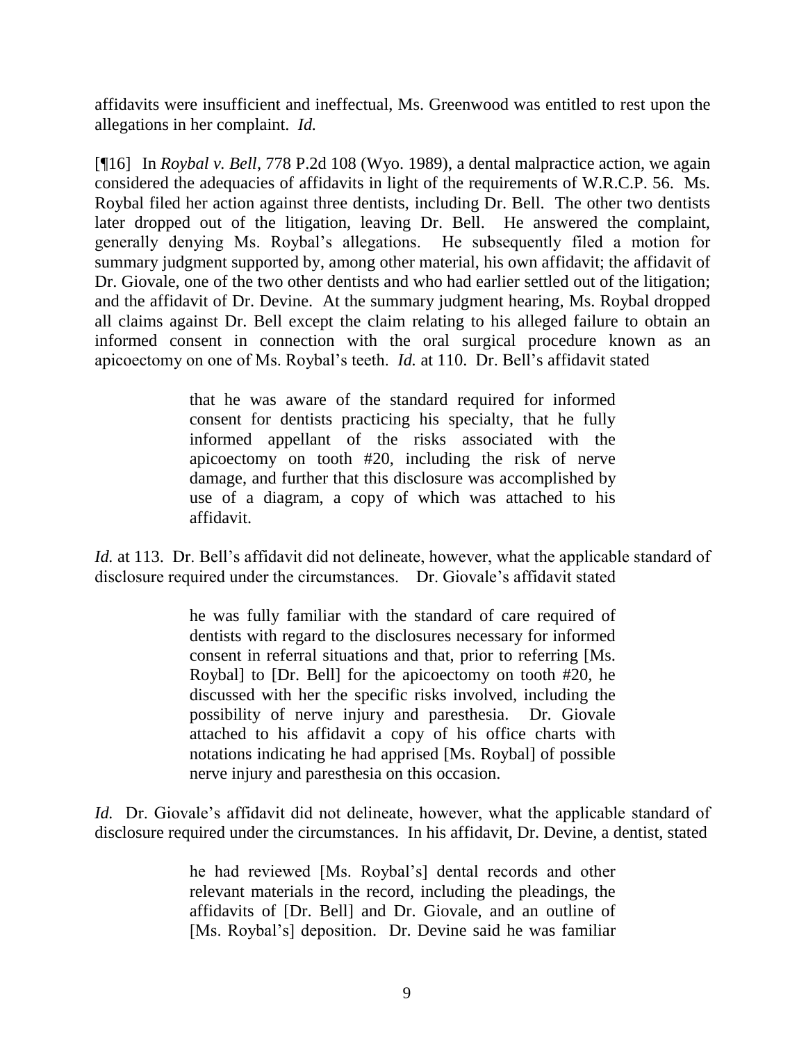affidavits were insufficient and ineffectual, Ms. Greenwood was entitled to rest upon the allegations in her complaint. *Id.*

[¶16] In *Roybal v. Bell*, 778 P.2d 108 (Wyo. 1989), a dental malpractice action, we again considered the adequacies of affidavits in light of the requirements of W.R.C.P. 56. Ms. Roybal filed her action against three dentists, including Dr. Bell. The other two dentists later dropped out of the litigation, leaving Dr. Bell. He answered the complaint, generally denying Ms. Roybal's allegations. He subsequently filed a motion for summary judgment supported by, among other material, his own affidavit; the affidavit of Dr. Giovale, one of the two other dentists and who had earlier settled out of the litigation; and the affidavit of Dr. Devine. At the summary judgment hearing, Ms. Roybal dropped all claims against Dr. Bell except the claim relating to his alleged failure to obtain an informed consent in connection with the oral surgical procedure known as an apicoectomy on one of Ms. Roybal's teeth. *Id.* at 110. Dr. Bell's affidavit stated

> that he was aware of the standard required for informed consent for dentists practicing his specialty, that he fully informed appellant of the risks associated with the apicoectomy on tooth #20, including the risk of nerve damage, and further that this disclosure was accomplished by use of a diagram, a copy of which was attached to his affidavit.

*Id.* at 113. Dr. Bell's affidavit did not delineate, however, what the applicable standard of disclosure required under the circumstances. Dr. Giovale's affidavit stated

> he was fully familiar with the standard of care required of dentists with regard to the disclosures necessary for informed consent in referral situations and that, prior to referring [Ms. Roybal] to [Dr. Bell] for the apicoectomy on tooth #20, he discussed with her the specific risks involved, including the possibility of nerve injury and paresthesia. Dr. Giovale attached to his affidavit a copy of his office charts with notations indicating he had apprised [Ms. Roybal] of possible nerve injury and paresthesia on this occasion.

*Id.* Dr. Giovale's affidavit did not delineate, however, what the applicable standard of disclosure required under the circumstances. In his affidavit, Dr. Devine, a dentist, stated

> he had reviewed [Ms. Roybal's] dental records and other relevant materials in the record, including the pleadings, the affidavits of [Dr. Bell] and Dr. Giovale, and an outline of [Ms. Roybal's] deposition. Dr. Devine said he was familiar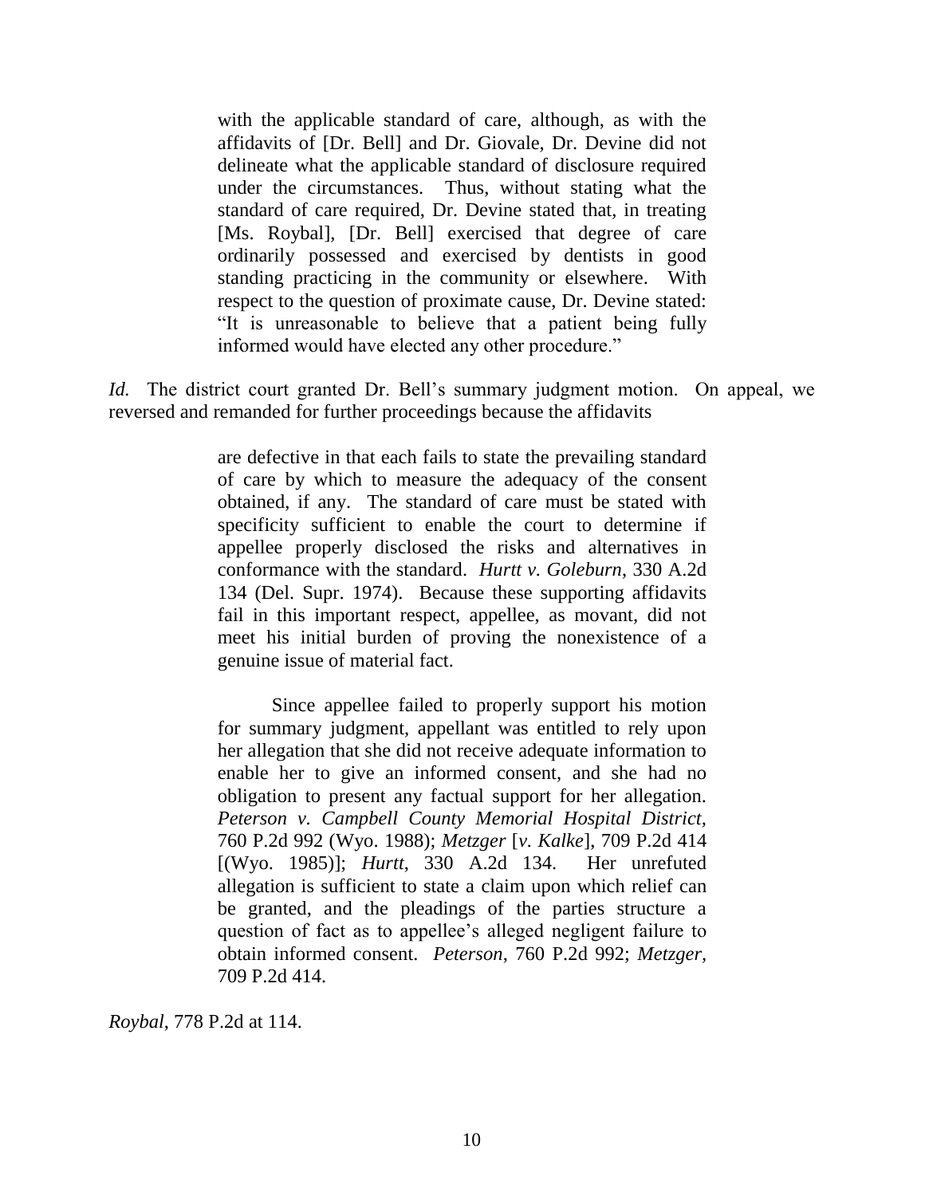> with the applicable standard of care, although, as with the affidavits of [Dr. Bell] and Dr. Giovale, Dr. Devine did not delineate what the applicable standard of disclosure required under the circumstances. Thus, without stating what the standard of care required, Dr. Devine stated that, in treating [Ms. Roybal], [Dr. Bell] exercised that degree of care ordinarily possessed and exercised by dentists in good standing practicing in the community or elsewhere. With respect to the question of proximate cause, Dr. Devine stated: "It is unreasonable to believe that a patient being fully informed would have elected any other procedure."

*Id.* The district court granted Dr. Bell's summary judgment motion. On appeal, we reversed and remanded for further proceedings because the affidavits

> are defective in that each fails to state the prevailing standard of care by which to measure the adequacy of the consent obtained, if any. The standard of care must be stated with specificity sufficient to enable the court to determine if appellee properly disclosed the risks and alternatives in conformance with the standard. *Hurtt v. Goleburn*, 330 A.2d 134 (Del. Supr. 1974). Because these supporting affidavits fail in this important respect, appellee, as movant, did not meet his initial burden of proving the nonexistence of a genuine issue of material fact.
>
> Since appellee failed to properly support his motion for summary judgment, appellant was entitled to rely upon her allegation that she did not receive adequate information to enable her to give an informed consent, and she had no obligation to present any factual support for her allegation. *Peterson v. Campbell County Memorial Hospital District*, 760 P.2d 992 (Wyo. 1988); *Metzger* [*v. Kalke*], 709 P.2d 414 [(Wyo. 1985)]; *Hurtt*, 330 A.2d 134. Her unrefuted allegation is sufficient to state a claim upon which relief can be granted, and the pleadings of the parties structure a question of fact as to appellee's alleged negligent failure to obtain informed consent. *Peterson*, 760 P.2d 992; *Metzger*, 709 P.2d 414.

*Roybal*, 778 P.2d at 114.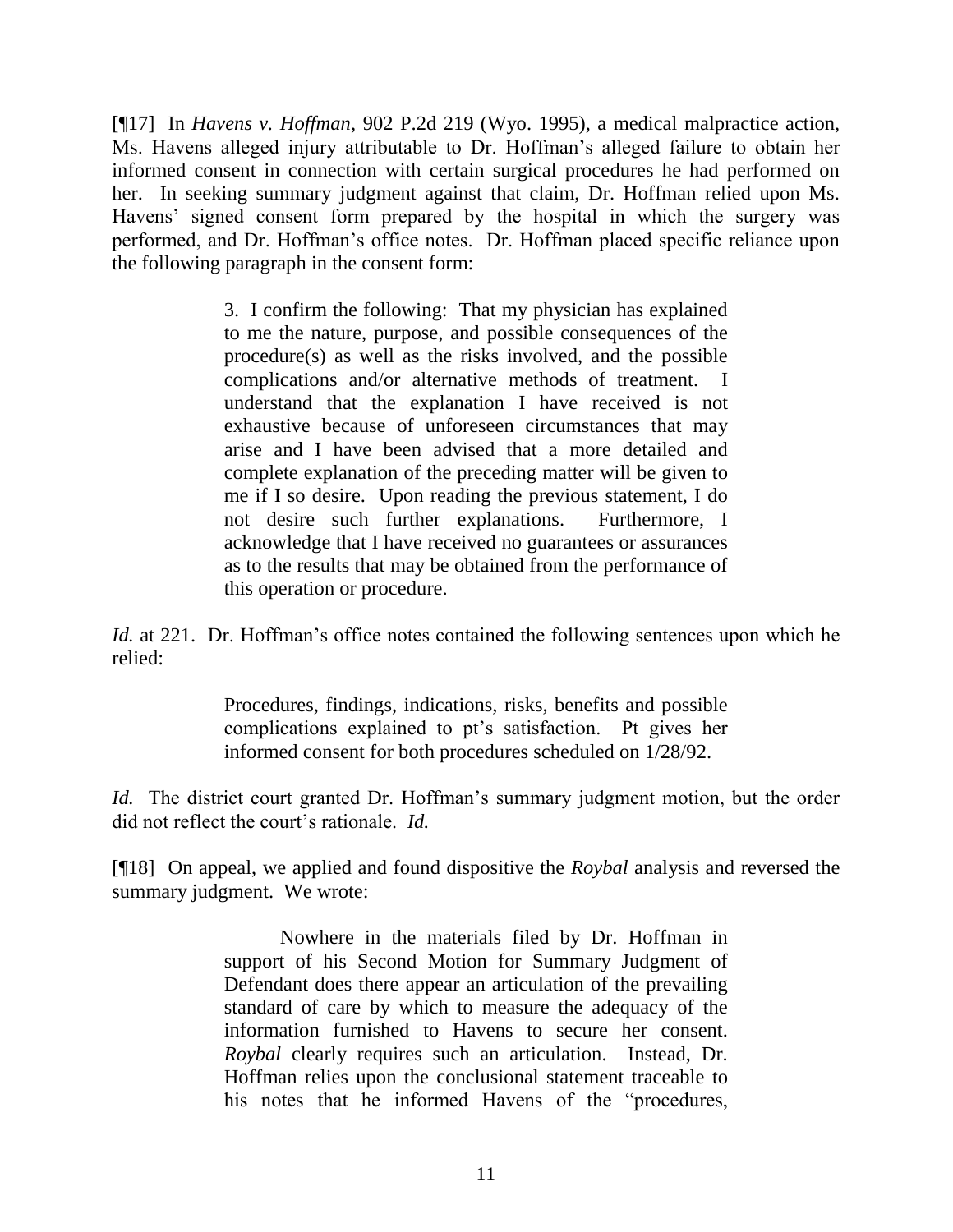[¶17] In *Havens v. Hoffman*, 902 P.2d 219 (Wyo. 1995), a medical malpractice action, Ms. Havens alleged injury attributable to Dr. Hoffman's alleged failure to obtain her informed consent in connection with certain surgical procedures he had performed on her. In seeking summary judgment against that claim, Dr. Hoffman relied upon Ms. Havens' signed consent form prepared by the hospital in which the surgery was performed, and Dr. Hoffman's office notes. Dr. Hoffman placed specific reliance upon the following paragraph in the consent form:

> 3. I confirm the following: That my physician has explained to me the nature, purpose, and possible consequences of the procedure(s) as well as the risks involved, and the possible complications and/or alternative methods of treatment. I understand that the explanation I have received is not exhaustive because of unforeseen circumstances that may arise and I have been advised that a more detailed and complete explanation of the preceding matter will be given to me if I so desire. Upon reading the previous statement, I do not desire such further explanations. Furthermore, I acknowledge that I have received no guarantees or assurances as to the results that may be obtained from the performance of this operation or procedure.

*Id.* at 221. Dr. Hoffman's office notes contained the following sentences upon which he relied:

> Procedures, findings, indications, risks, benefits and possible complications explained to pt's satisfaction. Pt gives her informed consent for both procedures scheduled on 1/28/92.

*Id.* The district court granted Dr. Hoffman's summary judgment motion, but the order did not reflect the court's rationale. *Id.*

[¶18] On appeal, we applied and found dispositive the *Roybal* analysis and reversed the summary judgment. We wrote:

> Nowhere in the materials filed by Dr. Hoffman in support of his Second Motion for Summary Judgment of Defendant does there appear an articulation of the prevailing standard of care by which to measure the adequacy of the information furnished to Havens to secure her consent. *Roybal* clearly requires such an articulation. Instead, Dr. Hoffman relies upon the conclusional statement traceable to his notes that he informed Havens of the "procedures,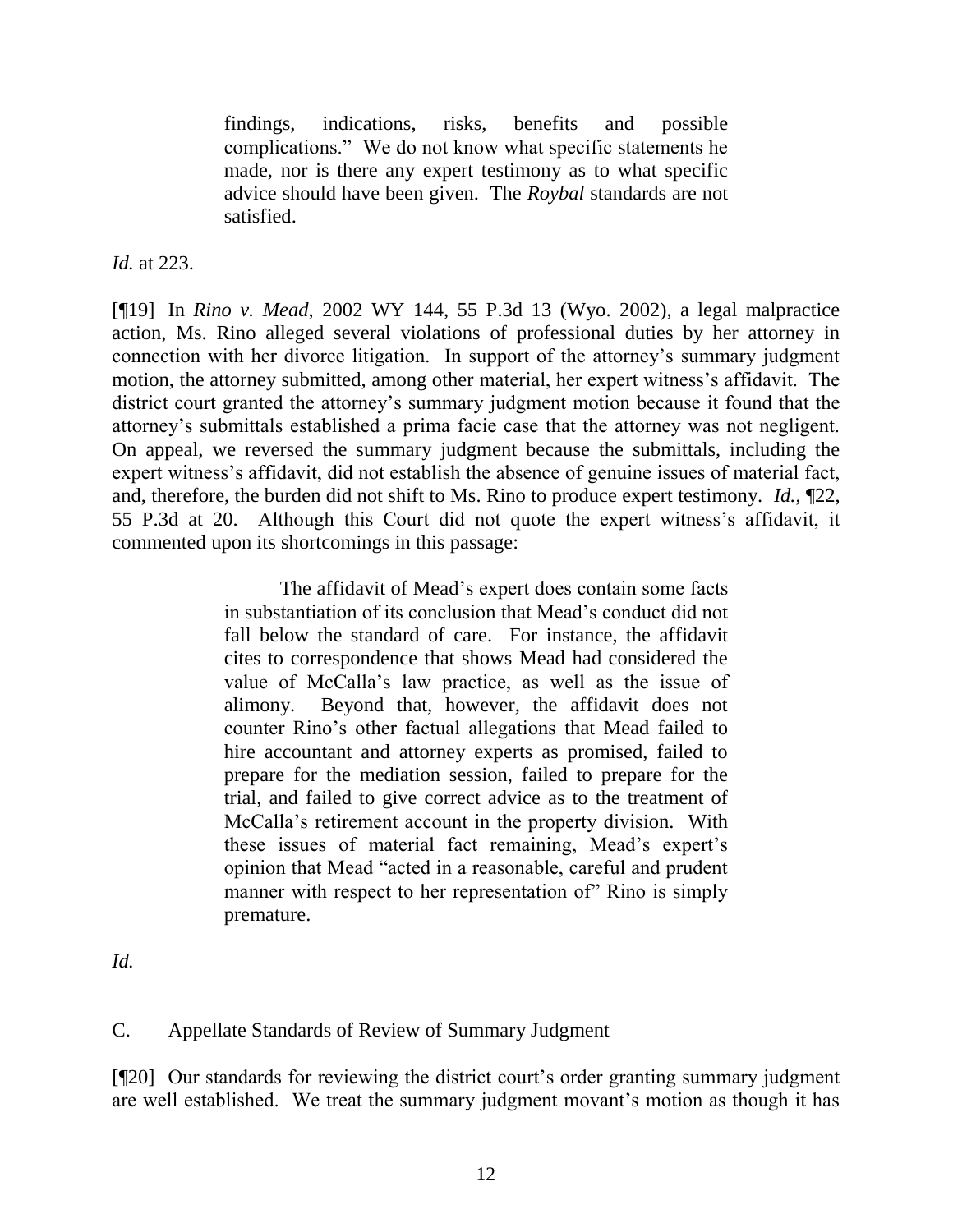> findings, indications, risks, benefits and possible complications." We do not know what specific statements he made, nor is there any expert testimony as to what specific advice should have been given. The *Roybal* standards are not satisfied.

*Id.* at 223.

[¶19] In *Rino v. Mead*, 2002 WY 144, 55 P.3d 13 (Wyo. 2002), a legal malpractice action, Ms. Rino alleged several violations of professional duties by her attorney in connection with her divorce litigation. In support of the attorney's summary judgment motion, the attorney submitted, among other material, her expert witness's affidavit. The district court granted the attorney's summary judgment motion because it found that the attorney's submittals established a prima facie case that the attorney was not negligent. On appeal, we reversed the summary judgment because the submittals, including the expert witness's affidavit, did not establish the absence of genuine issues of material fact, and, therefore, the burden did not shift to Ms. Rino to produce expert testimony. *Id.*, ¶22, 55 P.3d at 20. Although this Court did not quote the expert witness's affidavit, it commented upon its shortcomings in this passage:

> The affidavit of Mead's expert does contain some facts in substantiation of its conclusion that Mead's conduct did not fall below the standard of care. For instance, the affidavit cites to correspondence that shows Mead had considered the value of McCalla's law practice, as well as the issue of alimony. Beyond that, however, the affidavit does not counter Rino's other factual allegations that Mead failed to hire accountant and attorney experts as promised, failed to prepare for the mediation session, failed to prepare for the trial, and failed to give correct advice as to the treatment of McCalla's retirement account in the property division. With these issues of material fact remaining, Mead's expert's opinion that Mead "acted in a reasonable, careful and prudent manner with respect to her representation of" Rino is simply premature.

*Id.*

C. Appellate Standards of Review of Summary Judgment

[¶20] Our standards for reviewing the district court's order granting summary judgment are well established. We treat the summary judgment movant's motion as though it has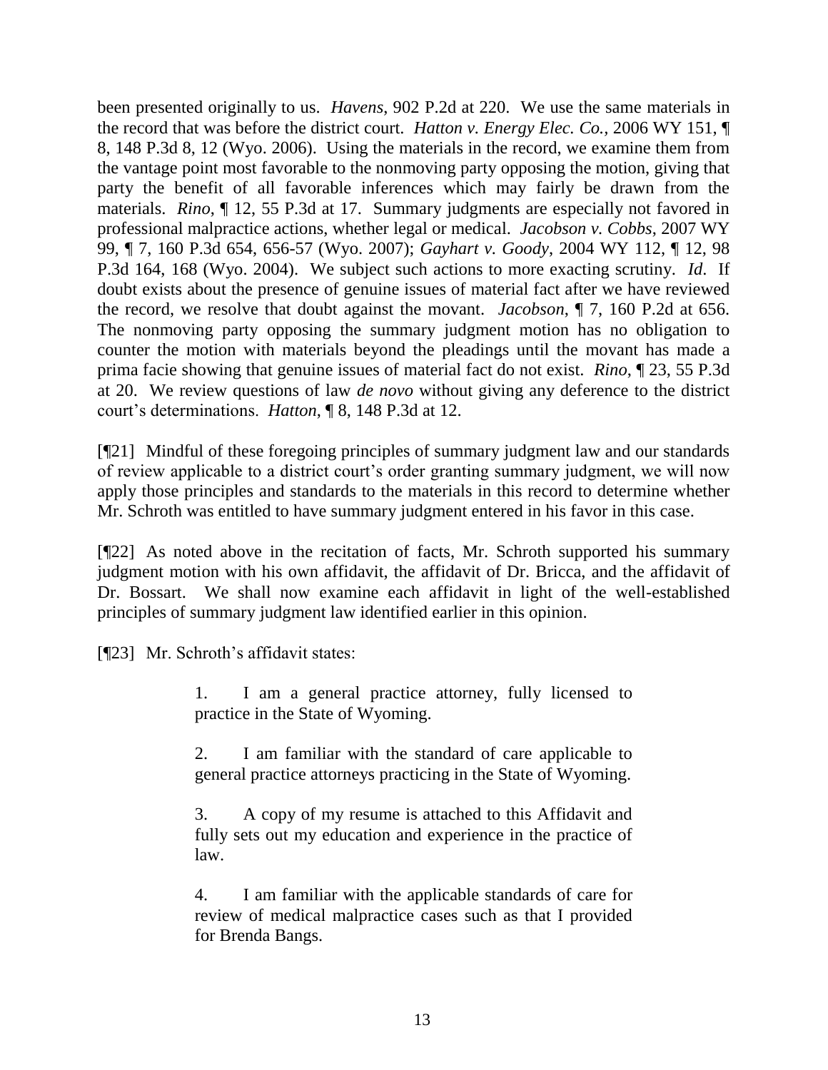been presented originally to us. *Havens*, 902 P.2d at 220. We use the same materials in the record that was before the district court. *Hatton v. Energy Elec. Co.*, 2006 WY 151, ¶ 8, 148 P.3d 8, 12 (Wyo. 2006). Using the materials in the record, we examine them from the vantage point most favorable to the nonmoving party opposing the motion, giving that party the benefit of all favorable inferences which may fairly be drawn from the materials. *Rino*, ¶ 12, 55 P.3d at 17. Summary judgments are especially not favored in professional malpractice actions, whether legal or medical. *Jacobson v. Cobbs*, 2007 WY 99, ¶ 7, 160 P.3d 654, 656-57 (Wyo. 2007); *Gayhart v. Goody*, 2004 WY 112, ¶ 12, 98 P.3d 164, 168 (Wyo. 2004). We subject such actions to more exacting scrutiny. *Id*. If doubt exists about the presence of genuine issues of material fact after we have reviewed the record, we resolve that doubt against the movant. *Jacobson*, ¶ 7, 160 P.2d at 656. The nonmoving party opposing the summary judgment motion has no obligation to counter the motion with materials beyond the pleadings until the movant has made a prima facie showing that genuine issues of material fact do not exist. *Rino*, ¶ 23, 55 P.3d at 20. We review questions of law *de novo* without giving any deference to the district court's determinations. *Hatton*, ¶ 8, 148 P.3d at 12.

[¶21] Mindful of these foregoing principles of summary judgment law and our standards of review applicable to a district court's order granting summary judgment, we will now apply those principles and standards to the materials in this record to determine whether Mr. Schroth was entitled to have summary judgment entered in his favor in this case.

[¶22] As noted above in the recitation of facts, Mr. Schroth supported his summary judgment motion with his own affidavit, the affidavit of Dr. Bricca, and the affidavit of Dr. Bossart. We shall now examine each affidavit in light of the well-established principles of summary judgment law identified earlier in this opinion.

[¶23] Mr. Schroth's affidavit states:

> 1. I am a general practice attorney, fully licensed to practice in the State of Wyoming.
>
> 2. I am familiar with the standard of care applicable to general practice attorneys practicing in the State of Wyoming.
>
> 3. A copy of my resume is attached to this Affidavit and fully sets out my education and experience in the practice of law.
>
> 4. I am familiar with the applicable standards of care for review of medical malpractice cases such as that I provided for Brenda Bangs.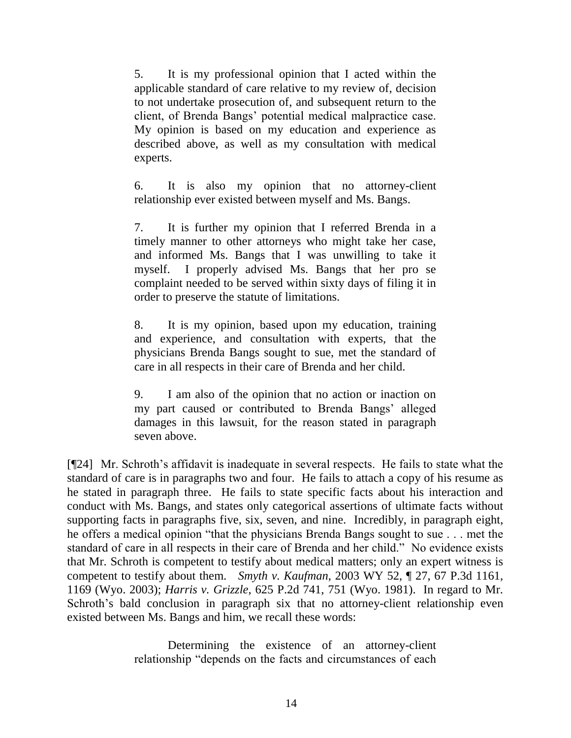> 5. It is my professional opinion that I acted within the applicable standard of care relative to my review of, decision to not undertake prosecution of, and subsequent return to the client, of Brenda Bangs' potential medical malpractice case. My opinion is based on my education and experience as described above, as well as my consultation with medical experts.
>
> 6. It is also my opinion that no attorney-client relationship ever existed between myself and Ms. Bangs.
>
> 7. It is further my opinion that I referred Brenda in a timely manner to other attorneys who might take her case, and informed Ms. Bangs that I was unwilling to take it myself. I properly advised Ms. Bangs that her pro se complaint needed to be served within sixty days of filing it in order to preserve the statute of limitations.
>
> 8. It is my opinion, based upon my education, training and experience, and consultation with experts, that the physicians Brenda Bangs sought to sue, met the standard of care in all respects in their care of Brenda and her child.
>
> 9. I am also of the opinion that no action or inaction on my part caused or contributed to Brenda Bangs' alleged damages in this lawsuit, for the reason stated in paragraph seven above.

[¶24] Mr. Schroth's affidavit is inadequate in several respects. He fails to state what the standard of care is in paragraphs two and four. He fails to attach a copy of his resume as he stated in paragraph three. He fails to state specific facts about his interaction and conduct with Ms. Bangs, and states only categorical assertions of ultimate facts without supporting facts in paragraphs five, six, seven, and nine. Incredibly, in paragraph eight, he offers a medical opinion "that the physicians Brenda Bangs sought to sue . . . met the standard of care in all respects in their care of Brenda and her child." No evidence exists that Mr. Schroth is competent to testify about medical matters; only an expert witness is competent to testify about them. *Smyth v. Kaufman*, 2003 WY 52, ¶ 27, 67 P.3d 1161, 1169 (Wyo. 2003); *Harris v. Grizzle*, 625 P.2d 741, 751 (Wyo. 1981). In regard to Mr. Schroth's bald conclusion in paragraph six that no attorney-client relationship even existed between Ms. Bangs and him, we recall these words:

> Determining the existence of an attorney-client relationship "depends on the facts and circumstances of each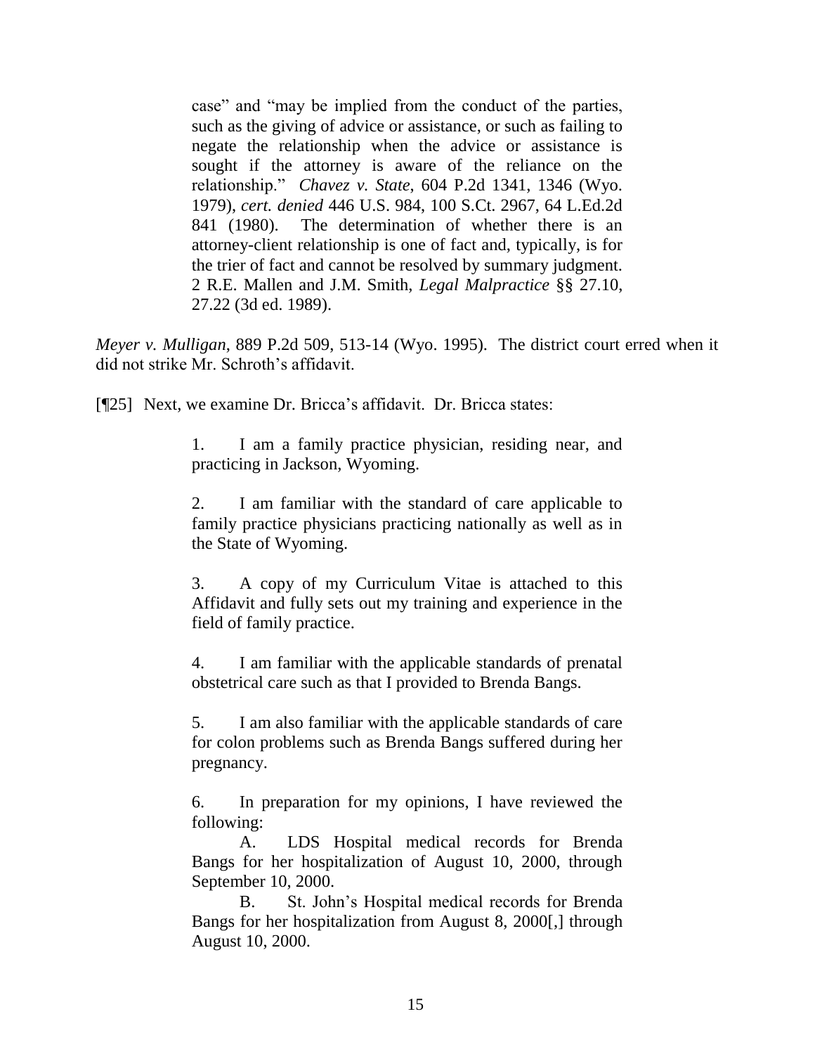> case" and "may be implied from the conduct of the parties, such as the giving of advice or assistance, or such as failing to negate the relationship when the advice or assistance is sought if the attorney is aware of the reliance on the relationship." *Chavez v. State*, 604 P.2d 1341, 1346 (Wyo. 1979), *cert. denied* 446 U.S. 984, 100 S.Ct. 2967, 64 L.Ed.2d 841 (1980). The determination of whether there is an attorney-client relationship is one of fact and, typically, is for the trier of fact and cannot be resolved by summary judgment. 2 R.E. Mallen and J.M. Smith, *Legal Malpractice* §§ 27.10, 27.22 (3d ed. 1989).

*Meyer v. Mulligan*, 889 P.2d 509, 513-14 (Wyo. 1995). The district court erred when it did not strike Mr. Schroth's affidavit.

[¶25] Next, we examine Dr. Bricca's affidavit. Dr. Bricca states:

> 1. I am a family practice physician, residing near, and practicing in Jackson, Wyoming.
>
> 2. I am familiar with the standard of care applicable to family practice physicians practicing nationally as well as in the State of Wyoming.
>
> 3. A copy of my Curriculum Vitae is attached to this Affidavit and fully sets out my training and experience in the field of family practice.
>
> 4. I am familiar with the applicable standards of prenatal obstetrical care such as that I provided to Brenda Bangs.
>
> 5. I am also familiar with the applicable standards of care for colon problems such as Brenda Bangs suffered during her pregnancy.
>
> 6. In preparation for my opinions, I have reviewed the following:
>
> A. LDS Hospital medical records for Brenda Bangs for her hospitalization of August 10, 2000, through September 10, 2000.
>
> B. St. John's Hospital medical records for Brenda Bangs for her hospitalization from August 8, 2000[,] through August 10, 2000.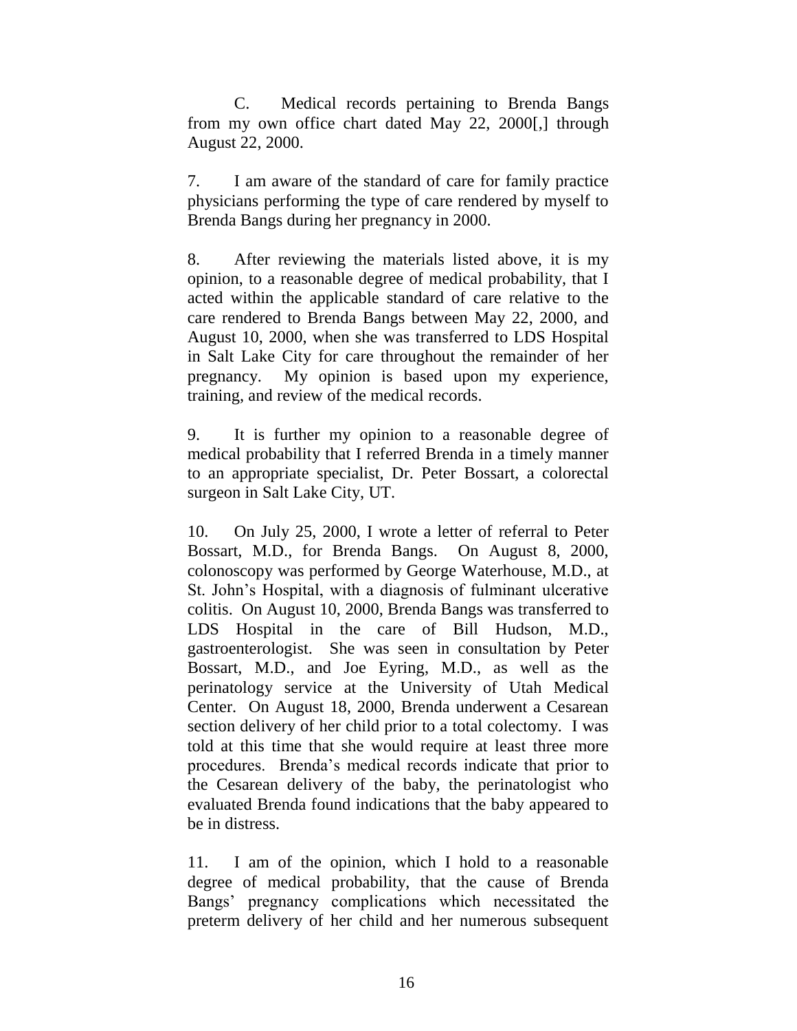C. Medical records pertaining to Brenda Bangs from my own office chart dated May 22, 2000[,] through August 22, 2000.

7. I am aware of the standard of care for family practice physicians performing the type of care rendered by myself to Brenda Bangs during her pregnancy in 2000.

8. After reviewing the materials listed above, it is my opinion, to a reasonable degree of medical probability, that I acted within the applicable standard of care relative to the care rendered to Brenda Bangs between May 22, 2000, and August 10, 2000, when she was transferred to LDS Hospital in Salt Lake City for care throughout the remainder of her pregnancy. My opinion is based upon my experience, training, and review of the medical records.

9. It is further my opinion to a reasonable degree of medical probability that I referred Brenda in a timely manner to an appropriate specialist, Dr. Peter Bossart, a colorectal surgeon in Salt Lake City, UT.

10. On July 25, 2000, I wrote a letter of referral to Peter Bossart, M.D., for Brenda Bangs. On August 8, 2000, colonoscopy was performed by George Waterhouse, M.D., at St. John's Hospital, with a diagnosis of fulminant ulcerative colitis. On August 10, 2000, Brenda Bangs was transferred to LDS Hospital in the care of Bill Hudson, M.D., gastroenterologist. She was seen in consultation by Peter Bossart, M.D., and Joe Eyring, M.D., as well as the perinatology service at the University of Utah Medical Center. On August 18, 2000, Brenda underwent a Cesarean section delivery of her child prior to a total colectomy. I was told at this time that she would require at least three more procedures. Brenda's medical records indicate that prior to the Cesarean delivery of the baby, the perinatologist who evaluated Brenda found indications that the baby appeared to be in distress.

11. I am of the opinion, which I hold to a reasonable degree of medical probability, that the cause of Brenda Bangs' pregnancy complications which necessitated the preterm delivery of her child and her numerous subsequent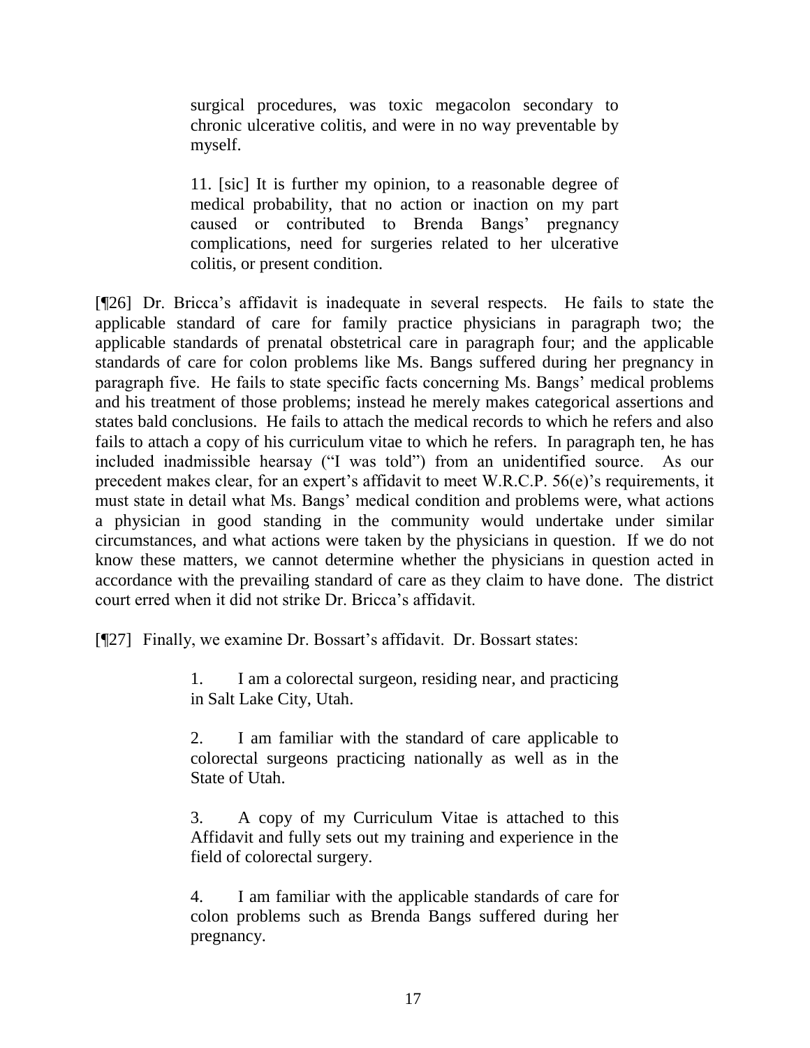> surgical procedures, was toxic megacolon secondary to chronic ulcerative colitis, and were in no way preventable by myself.
>
> 11. [sic] It is further my opinion, to a reasonable degree of medical probability, that no action or inaction on my part caused or contributed to Brenda Bangs' pregnancy complications, need for surgeries related to her ulcerative colitis, or present condition.

[¶26] Dr. Bricca's affidavit is inadequate in several respects. He fails to state the applicable standard of care for family practice physicians in paragraph two; the applicable standards of prenatal obstetrical care in paragraph four; and the applicable standards of care for colon problems like Ms. Bangs suffered during her pregnancy in paragraph five. He fails to state specific facts concerning Ms. Bangs' medical problems and his treatment of those problems; instead he merely makes categorical assertions and states bald conclusions. He fails to attach the medical records to which he refers and also fails to attach a copy of his curriculum vitae to which he refers. In paragraph ten, he has included inadmissible hearsay ("I was told") from an unidentified source. As our precedent makes clear, for an expert's affidavit to meet W.R.C.P. 56(e)'s requirements, it must state in detail what Ms. Bangs' medical condition and problems were, what actions a physician in good standing in the community would undertake under similar circumstances, and what actions were taken by the physicians in question. If we do not know these matters, we cannot determine whether the physicians in question acted in accordance with the prevailing standard of care as they claim to have done. The district court erred when it did not strike Dr. Bricca's affidavit.

[¶27] Finally, we examine Dr. Bossart's affidavit. Dr. Bossart states:

> 1. I am a colorectal surgeon, residing near, and practicing in Salt Lake City, Utah.
>
> 2. I am familiar with the standard of care applicable to colorectal surgeons practicing nationally as well as in the State of Utah.
>
> 3. A copy of my Curriculum Vitae is attached to this Affidavit and fully sets out my training and experience in the field of colorectal surgery.
>
> 4. I am familiar with the applicable standards of care for colon problems such as Brenda Bangs suffered during her pregnancy.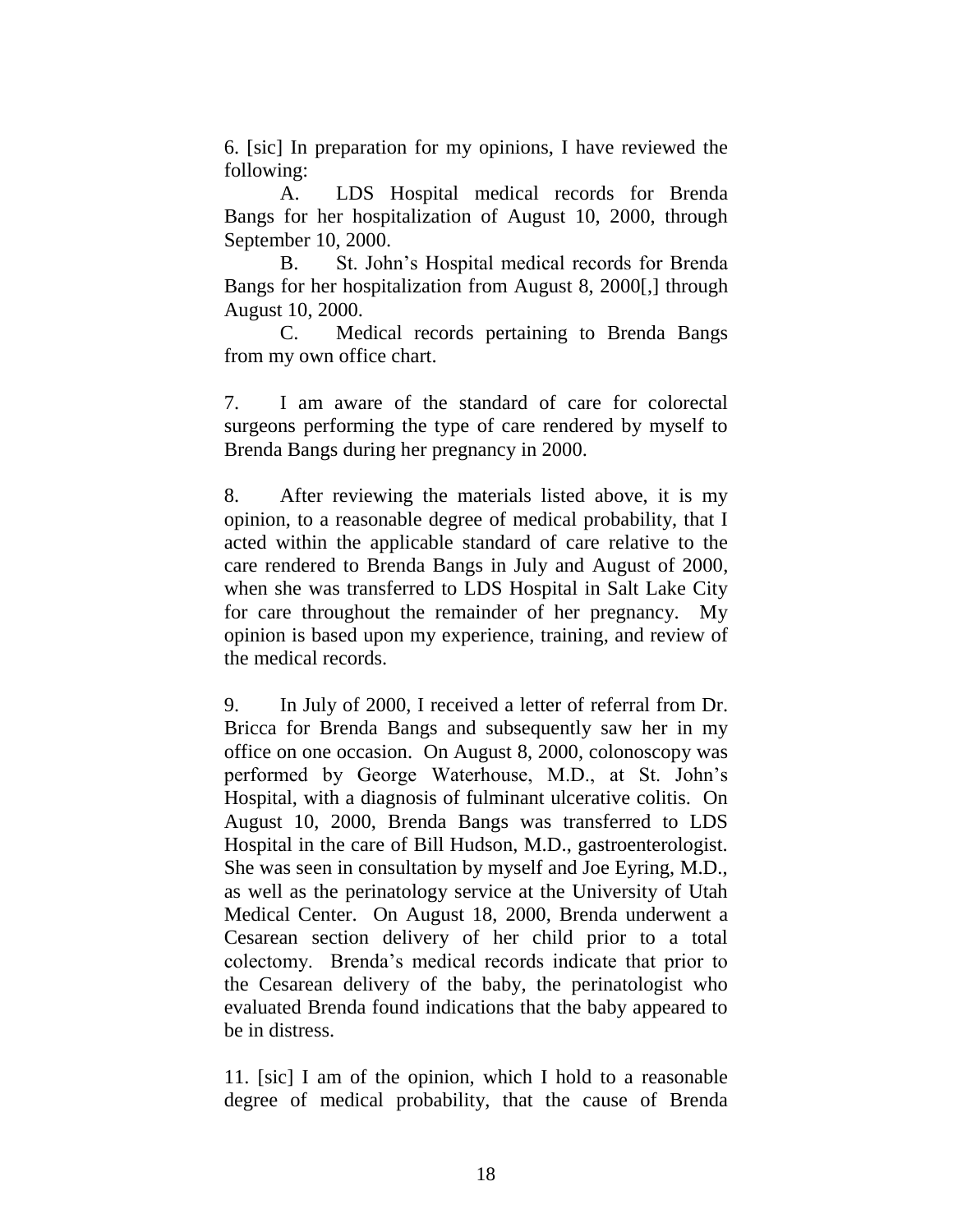6. [sic] In preparation for my opinions, I have reviewed the following:

A. LDS Hospital medical records for Brenda Bangs for her hospitalization of August 10, 2000, through September 10, 2000.

B. St. John's Hospital medical records for Brenda Bangs for her hospitalization from August 8, 2000[,] through August 10, 2000.

C. Medical records pertaining to Brenda Bangs from my own office chart.

7. I am aware of the standard of care for colorectal surgeons performing the type of care rendered by myself to Brenda Bangs during her pregnancy in 2000.

8. After reviewing the materials listed above, it is my opinion, to a reasonable degree of medical probability, that I acted within the applicable standard of care relative to the care rendered to Brenda Bangs in July and August of 2000, when she was transferred to LDS Hospital in Salt Lake City for care throughout the remainder of her pregnancy. My opinion is based upon my experience, training, and review of the medical records.

9. In July of 2000, I received a letter of referral from Dr. Bricca for Brenda Bangs and subsequently saw her in my office on one occasion. On August 8, 2000, colonoscopy was performed by George Waterhouse, M.D., at St. John's Hospital, with a diagnosis of fulminant ulcerative colitis. On August 10, 2000, Brenda Bangs was transferred to LDS Hospital in the care of Bill Hudson, M.D., gastroenterologist. She was seen in consultation by myself and Joe Eyring, M.D., as well as the perinatology service at the University of Utah Medical Center. On August 18, 2000, Brenda underwent a Cesarean section delivery of her child prior to a total colectomy. Brenda's medical records indicate that prior to the Cesarean delivery of the baby, the perinatologist who evaluated Brenda found indications that the baby appeared to be in distress.

11. [sic] I am of the opinion, which I hold to a reasonable degree of medical probability, that the cause of Brenda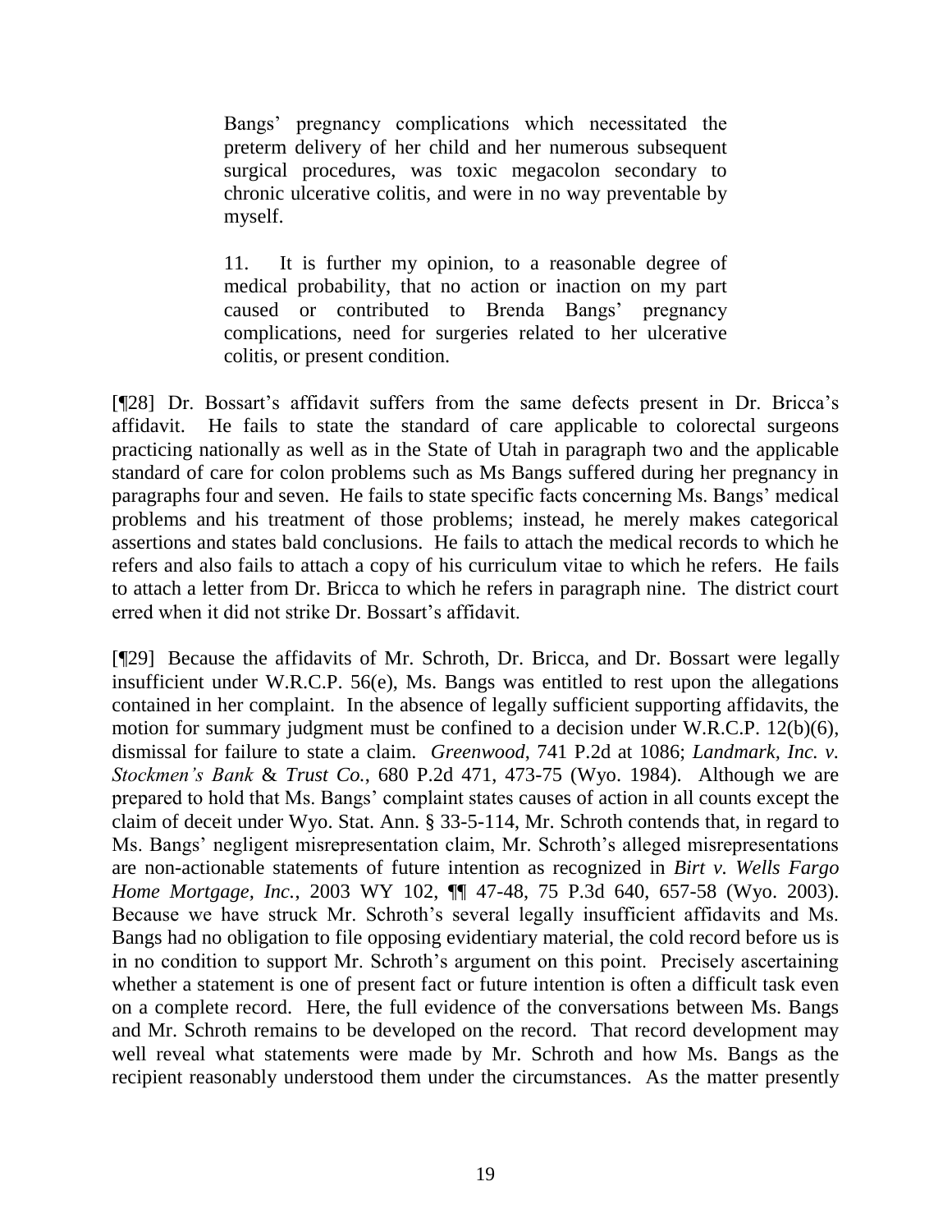> Bangs' pregnancy complications which necessitated the preterm delivery of her child and her numerous subsequent surgical procedures, was toxic megacolon secondary to chronic ulcerative colitis, and were in no way preventable by myself.
>
> 11. It is further my opinion, to a reasonable degree of medical probability, that no action or inaction on my part caused or contributed to Brenda Bangs' pregnancy complications, need for surgeries related to her ulcerative colitis, or present condition.

[¶28] Dr. Bossart's affidavit suffers from the same defects present in Dr. Bricca's affidavit. He fails to state the standard of care applicable to colorectal surgeons practicing nationally as well as in the State of Utah in paragraph two and the applicable standard of care for colon problems such as Ms Bangs suffered during her pregnancy in paragraphs four and seven. He fails to state specific facts concerning Ms. Bangs' medical problems and his treatment of those problems; instead, he merely makes categorical assertions and states bald conclusions. He fails to attach the medical records to which he refers and also fails to attach a copy of his curriculum vitae to which he refers. He fails to attach a letter from Dr. Bricca to which he refers in paragraph nine. The district court erred when it did not strike Dr. Bossart's affidavit.

[¶29] Because the affidavits of Mr. Schroth, Dr. Bricca, and Dr. Bossart were legally insufficient under W.R.C.P. 56(e), Ms. Bangs was entitled to rest upon the allegations contained in her complaint. In the absence of legally sufficient supporting affidavits, the motion for summary judgment must be confined to a decision under W.R.C.P. 12(b)(6), dismissal for failure to state a claim. *Greenwood*, 741 P.2d at 1086; *Landmark, Inc. v. Stockmen's Bank* & *Trust Co.*, 680 P.2d 471, 473-75 (Wyo. 1984). Although we are prepared to hold that Ms. Bangs' complaint states causes of action in all counts except the claim of deceit under Wyo. Stat. Ann. § 33-5-114, Mr. Schroth contends that, in regard to Ms. Bangs' negligent misrepresentation claim, Mr. Schroth's alleged misrepresentations are non-actionable statements of future intention as recognized in *Birt v. Wells Fargo Home Mortgage, Inc.*, 2003 WY 102, ¶¶ 47-48, 75 P.3d 640, 657-58 (Wyo. 2003). Because we have struck Mr. Schroth's several legally insufficient affidavits and Ms. Bangs had no obligation to file opposing evidentiary material, the cold record before us is in no condition to support Mr. Schroth's argument on this point. Precisely ascertaining whether a statement is one of present fact or future intention is often a difficult task even on a complete record. Here, the full evidence of the conversations between Ms. Bangs and Mr. Schroth remains to be developed on the record. That record development may well reveal what statements were made by Mr. Schroth and how Ms. Bangs as the recipient reasonably understood them under the circumstances. As the matter presently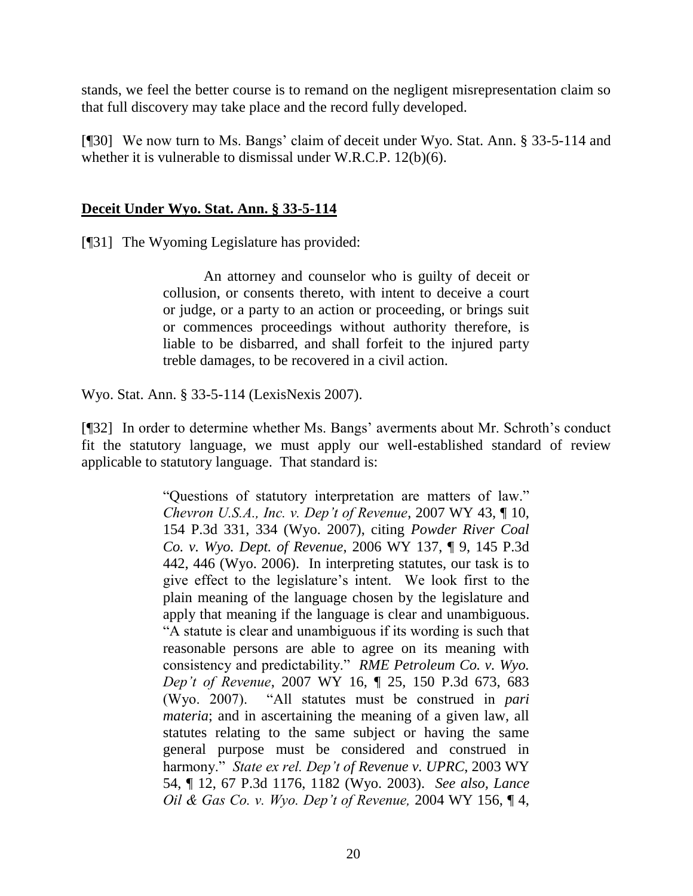stands, we feel the better course is to remand on the negligent misrepresentation claim so that full discovery may take place and the record fully developed.

[¶30] We now turn to Ms. Bangs' claim of deceit under Wyo. Stat. Ann. § 33-5-114 and whether it is vulnerable to dismissal under W.R.C.P. 12(b)(6).

**Deceit Under Wyo. Stat. Ann. § 33-5-114**

[¶31] The Wyoming Legislature has provided:

> An attorney and counselor who is guilty of deceit or collusion, or consents thereto, with intent to deceive a court or judge, or a party to an action or proceeding, or brings suit or commences proceedings without authority therefore, is liable to be disbarred, and shall forfeit to the injured party treble damages, to be recovered in a civil action.

Wyo. Stat. Ann. § 33-5-114 (LexisNexis 2007).

[¶32] In order to determine whether Ms. Bangs' averments about Mr. Schroth's conduct fit the statutory language, we must apply our well-established standard of review applicable to statutory language. That standard is:

> "Questions of statutory interpretation are matters of law." *Chevron U.S.A., Inc. v. Dep't of Revenue*, 2007 WY 43, ¶ 10, 154 P.3d 331, 334 (Wyo. 2007), citing *Powder River Coal Co. v. Wyo. Dept. of Revenue*, 2006 WY 137, ¶ 9, 145 P.3d 442, 446 (Wyo. 2006). In interpreting statutes, our task is to give effect to the legislature's intent. We look first to the plain meaning of the language chosen by the legislature and apply that meaning if the language is clear and unambiguous. "A statute is clear and unambiguous if its wording is such that reasonable persons are able to agree on its meaning with consistency and predictability." *RME Petroleum Co. v. Wyo. Dep't of Revenue*, 2007 WY 16, ¶ 25, 150 P.3d 673, 683 (Wyo. 2007). "All statutes must be construed in *pari materia*; and in ascertaining the meaning of a given law, all statutes relating to the same subject or having the same general purpose must be considered and construed in harmony." *State ex rel. Dep't of Revenue v. UPRC*, 2003 WY 54, ¶ 12, 67 P.3d 1176, 1182 (Wyo. 2003). *See also*, *Lance Oil & Gas Co. v. Wyo. Dep't of Revenue,* 2004 WY 156, ¶ 4,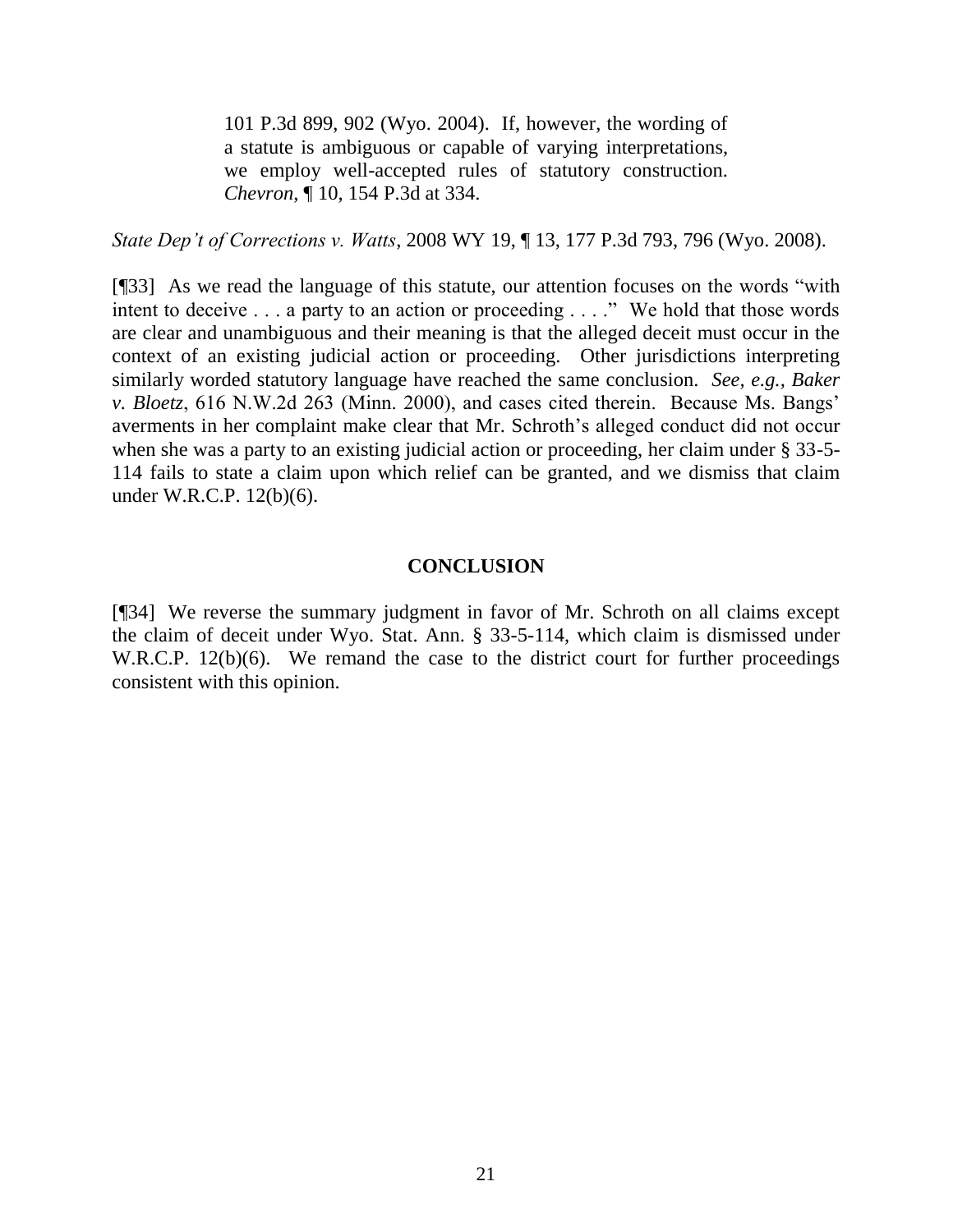> 101 P.3d 899, 902 (Wyo. 2004). If, however, the wording of a statute is ambiguous or capable of varying interpretations, we employ well-accepted rules of statutory construction. *Chevron*, ¶ 10, 154 P.3d at 334.

*State Dep't of Corrections v. Watts*, 2008 WY 19, ¶ 13, 177 P.3d 793, 796 (Wyo. 2008).

[¶33] As we read the language of this statute, our attention focuses on the words "with intent to deceive . . . a party to an action or proceeding . . . ." We hold that those words are clear and unambiguous and their meaning is that the alleged deceit must occur in the context of an existing judicial action or proceeding. Other jurisdictions interpreting similarly worded statutory language have reached the same conclusion. *See, e.g.*, *Baker v. Bloetz*, 616 N.W.2d 263 (Minn. 2000), and cases cited therein. Because Ms. Bangs' averments in her complaint make clear that Mr. Schroth's alleged conduct did not occur when she was a party to an existing judicial action or proceeding, her claim under § 33-5-114 fails to state a claim upon which relief can be granted, and we dismiss that claim under W.R.C.P. 12(b)(6).

## CONCLUSION

[¶34] We reverse the summary judgment in favor of Mr. Schroth on all claims except the claim of deceit under Wyo. Stat. Ann. § 33-5-114, which claim is dismissed under W.R.C.P. 12(b)(6). We remand the case to the district court for further proceedings consistent with this opinion.